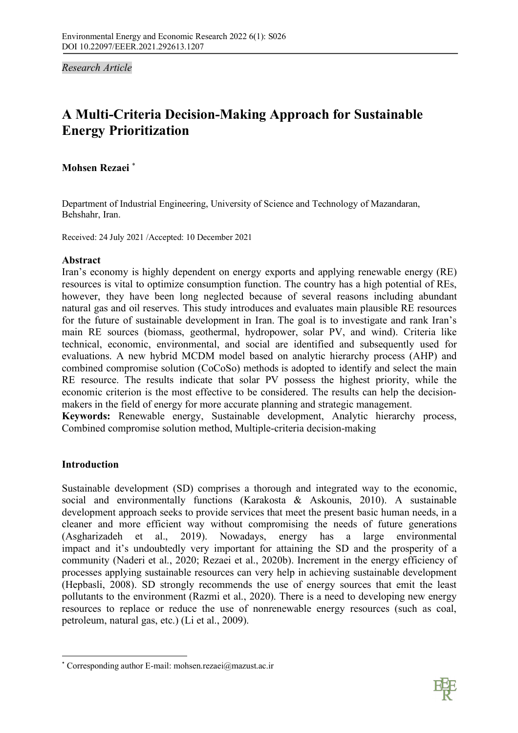*Research Article*

# A Multi-Criteria Decision-Making Approach for Sustainable Energy Prioritization

**Mohsen Rezaei** [*]

Department of Industrial Engineering, University of Science and Technology of Mazandaran, Behshahr, Iran.

Received: 24 July 2021 /Accepted: 10 December 2021

**Abstract**

Iran's economy is highly dependent on energy exports and applying renewable energy (RE) resources is vital to optimize consumption function. The country has a high potential of REs, however, they have been long neglected because of several reasons including abundant natural gas and oil reserves. This study introduces and evaluates main plausible RE resources for the future of sustainable development in Iran. The goal is to investigate and rank Iran's main RE sources (biomass, geothermal, hydropower, solar PV, and wind). Criteria like technical, economic, environmental, and social are identified and subsequently used for evaluations. A new hybrid MCDM model based on analytic hierarchy process (AHP) and combined compromise solution (CoCoSo) methods is adopted to identify and select the main RE resource. The results indicate that solar PV possess the highest priority, while the economic criterion is the most effective to be considered. The results can help the decision-makers in the field of energy for more accurate planning and strategic management.

**Keywords:** Renewable energy, Sustainable development, Analytic hierarchy process, Combined compromise solution method, Multiple-criteria decision-making

## Introduction

Sustainable development (SD) comprises a thorough and integrated way to the economic, social and environmentally functions (Karakosta & Askounis, 2010). A sustainable development approach seeks to provide services that meet the present basic human needs, in a cleaner and more efficient way without compromising the needs of future generations (Asgharizadeh et al., 2019). Nowadays, energy has a large environmental impact and it's undoubtedly very important for attaining the SD and the prosperity of a community (Naderi et al., 2020; Rezaei et al., 2020b). Increment in the energy efficiency of processes applying sustainable resources can very help in achieving sustainable development (Hepbasli, 2008). SD strongly recommends the use of energy sources that emit the least pollutants to the environment (Razmi et al., 2020). There is a need to developing new energy resources to replace or reduce the use of nonrenewable energy resources (such as coal, petroleum, natural gas, etc.) (Li et al., 2009).

[*] Corresponding author E-mail: mohsen.rezaei@mazust.ac.ir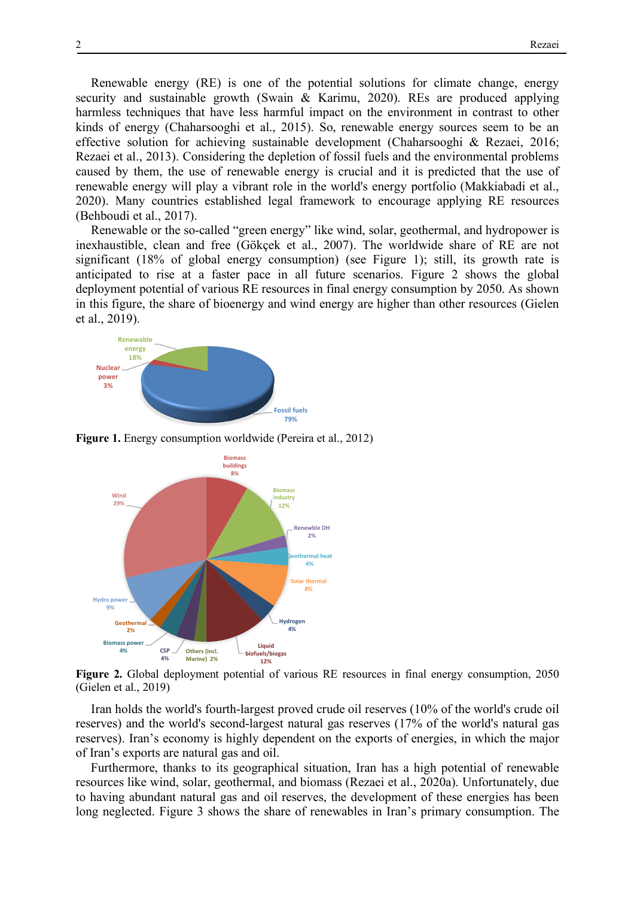Renewable energy (RE) is one of the potential solutions for climate change, energy security and sustainable growth (Swain & Karimu, 2020). REs are produced applying harmless techniques that have less harmful impact on the environment in contrast to other kinds of energy (Chaharsooghi et al., 2015). So, renewable energy sources seem to be an effective solution for achieving sustainable development (Chaharsooghi & Rezaei, 2016; Rezaei et al., 2013). Considering the depletion of fossil fuels and the environmental problems caused by them, the use of renewable energy is crucial and it is predicted that the use of renewable energy will play a vibrant role in the world's energy portfolio (Makkiabadi et al., 2020). Many countries established legal framework to encourage applying RE resources (Behboudi et al., 2017).

Renewable or the so-called "green energy" like wind, solar, geothermal, and hydropower is inexhaustible, clean and free (Gökçek et al., 2007). The worldwide share of RE are not significant (18% of global energy consumption) (see Figure 1); still, its growth rate is anticipated to rise at a faster pace in all future scenarios. Figure 2 shows the global deployment potential of various RE resources in final energy consumption by 2050. As shown in this figure, the share of bioenergy and wind energy are higher than other resources (Gielen et al., 2019).

**Figure 1.** Energy consumption worldwide (Pereira et al., 2012)

**Figure 2.** Global deployment potential of various RE resources in final energy consumption, 2050 (Gielen et al., 2019)

Iran holds the world's fourth-largest proved crude oil reserves (10% of the world's crude oil reserves) and the world's second-largest natural gas reserves (17% of the world's natural gas reserves). Iran's economy is highly dependent on the exports of energies, in which the major of Iran's exports are natural gas and oil.

Furthermore, thanks to its geographical situation, Iran has a high potential of renewable resources like wind, solar, geothermal, and biomass (Rezaei et al., 2020a). Unfortunately, due to having abundant natural gas and oil reserves, the development of these energies has been long neglected. Figure 3 shows the share of renewables in Iran's primary consumption. The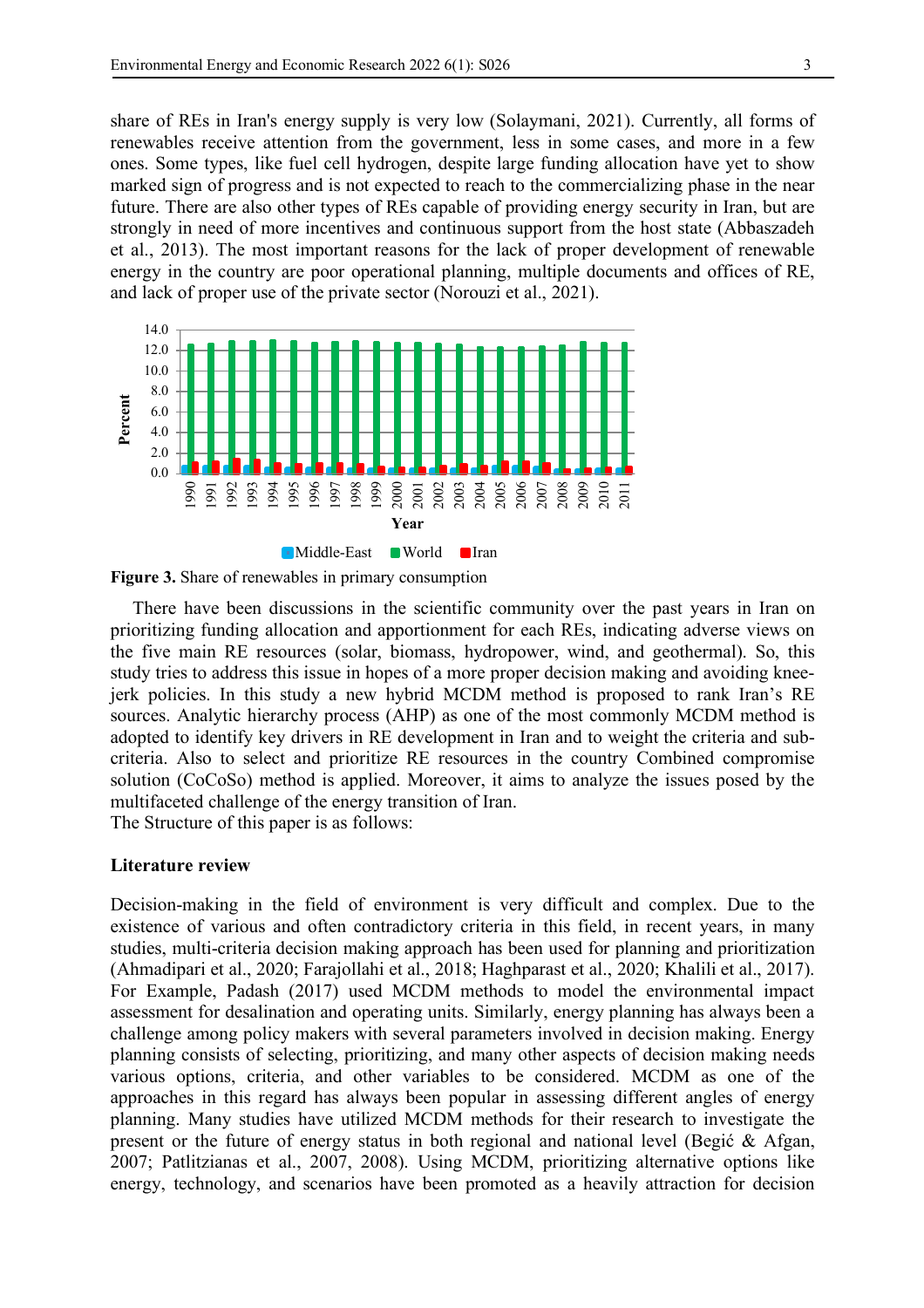share of REs in Iran's energy supply is very low (Solaymani, 2021). Currently, all forms of renewables receive attention from the government, less in some cases, and more in a few ones. Some types, like fuel cell hydrogen, despite large funding allocation have yet to show marked sign of progress and is not expected to reach to the commercializing phase in the near future. There are also other types of REs capable of providing energy security in Iran, but are strongly in need of more incentives and continuous support from the host state (Abbaszadeh et al., 2013). The most important reasons for the lack of proper development of renewable energy in the country are poor operational planning, multiple documents and offices of RE, and lack of proper use of the private sector (Norouzi et al., 2021).

14.0
12.0
10.0
8.0
6.0
4.0
2.0
0.0

Percent

1990 1991 1992 1993 1994 1995 1996 1997 1998 1999 2000 2001 2002 2003 2004 2005 2006 2007 2008 2009 2010 2011

Year

Middle-East World Iran

**Figure 3.** Share of renewables in primary consumption

There have been discussions in the scientific community over the past years in Iran on prioritizing funding allocation and apportionment for each REs, indicating adverse views on the five main RE resources (solar, biomass, hydropower, wind, and geothermal). So, this study tries to address this issue in hopes of a more proper decision making and avoiding knee-jerk policies. In this study a new hybrid MCDM method is proposed to rank Iran's RE sources. Analytic hierarchy process (AHP) as one of the most commonly MCDM method is adopted to identify key drivers in RE development in Iran and to weight the criteria and sub-criteria. Also to select and prioritize RE resources in the country Combined compromise solution (CoCoSo) method is applied. Moreover, it aims to analyze the issues posed by the multifaceted challenge of the energy transition of Iran.
The Structure of this paper is as follows:

## Literature review

Decision-making in the field of environment is very difficult and complex. Due to the existence of various and often contradictory criteria in this field, in recent years, in many studies, multi-criteria decision making approach has been used for planning and prioritization (Ahmadipari et al., 2020; Farajollahi et al., 2018; Haghparast et al., 2020; Khalili et al., 2017). For Example, Padash (2017) used MCDM methods to model the environmental impact assessment for desalination and operating units. Similarly, energy planning has always been a challenge among policy makers with several parameters involved in decision making. Energy planning consists of selecting, prioritizing, and many other aspects of decision making needs various options, criteria, and other variables to be considered. MCDM as one of the approaches in this regard has always been popular in assessing different angles of energy planning. Many studies have utilized MCDM methods for their research to investigate the present or the future of energy status in both regional and national level (Begić & Afgan, 2007; Patlitzianas et al., 2007, 2008). Using MCDM, prioritizing alternative options like energy, technology, and scenarios have been promoted as a heavily attraction for decision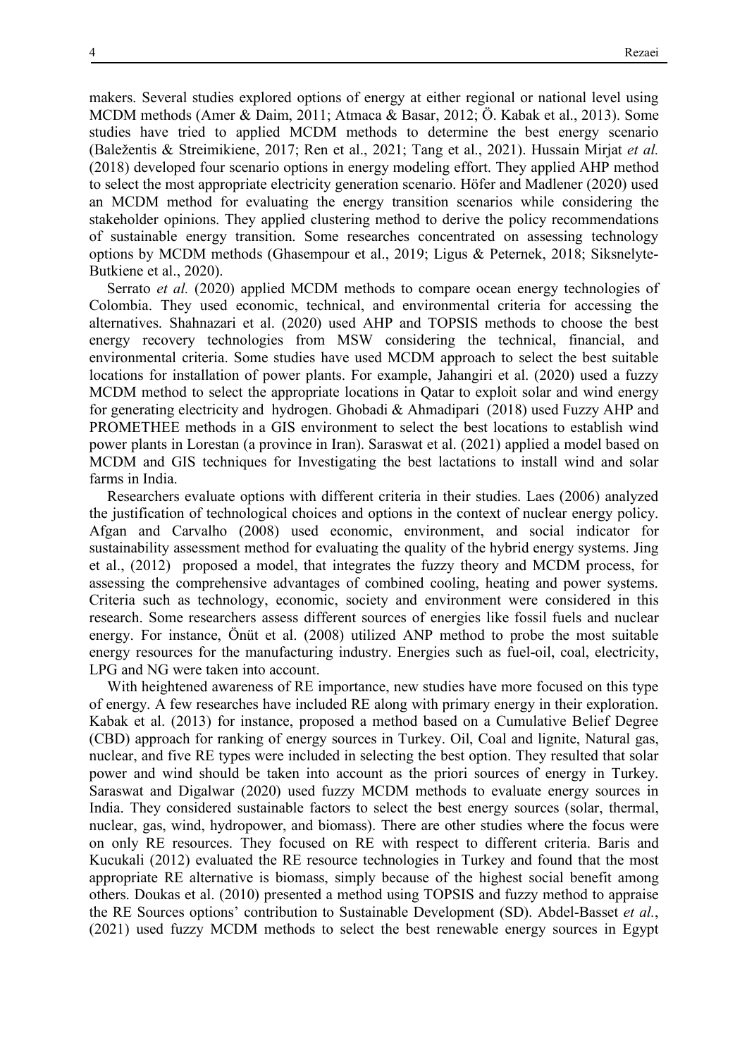makers. Several studies explored options of energy at either regional or national level using MCDM methods (Amer & Daim, 2011; Atmaca & Basar, 2012; Ö. Kabak et al., 2013). Some studies have tried to applied MCDM methods to determine the best energy scenario (Baležentis & Streimikiene, 2017; Ren et al., 2021; Tang et al., 2021). Hussain Mirjat *et al.* (2018) developed four scenario options in energy modeling effort. They applied AHP method to select the most appropriate electricity generation scenario. Höfer and Madlener (2020) used an MCDM method for evaluating the energy transition scenarios while considering the stakeholder opinions. They applied clustering method to derive the policy recommendations of sustainable energy transition. Some researches concentrated on assessing technology options by MCDM methods (Ghasempour et al., 2019; Ligus & Peternek, 2018; Siksnelyte-Butkiene et al., 2020).

Serrato *et al.* (2020) applied MCDM methods to compare ocean energy technologies of Colombia. They used economic, technical, and environmental criteria for accessing the alternatives. Shahnazari et al. (2020) used AHP and TOPSIS methods to choose the best energy recovery technologies from MSW considering the technical, financial, and environmental criteria. Some studies have used MCDM approach to select the best suitable locations for installation of power plants. For example, Jahangiri et al. (2020) used a fuzzy MCDM method to select the appropriate locations in Qatar to exploit solar and wind energy for generating electricity and hydrogen. Ghobadi & Ahmadipari (2018) used Fuzzy AHP and PROMETHEE methods in a GIS environment to select the best locations to establish wind power plants in Lorestan (a province in Iran). Saraswat et al. (2021) applied a model based on MCDM and GIS techniques for Investigating the best lactations to install wind and solar farms in India.

Researchers evaluate options with different criteria in their studies. Laes (2006) analyzed the justification of technological choices and options in the context of nuclear energy policy. Afgan and Carvalho (2008) used economic, environment, and social indicator for sustainability assessment method for evaluating the quality of the hybrid energy systems. Jing et al., (2012) proposed a model, that integrates the fuzzy theory and MCDM process, for assessing the comprehensive advantages of combined cooling, heating and power systems. Criteria such as technology, economic, society and environment were considered in this research. Some researchers assess different sources of energies like fossil fuels and nuclear energy. For instance, Önüt et al. (2008) utilized ANP method to probe the most suitable energy resources for the manufacturing industry. Energies such as fuel-oil, coal, electricity, LPG and NG were taken into account.

With heightened awareness of RE importance, new studies have more focused on this type of energy. A few researches have included RE along with primary energy in their exploration. Kabak et al. (2013) for instance, proposed a method based on a Cumulative Belief Degree (CBD) approach for ranking of energy sources in Turkey. Oil, Coal and lignite, Natural gas, nuclear, and five RE types were included in selecting the best option. They resulted that solar power and wind should be taken into account as the priori sources of energy in Turkey. Saraswat and Digalwar (2020) used fuzzy MCDM methods to evaluate energy sources in India. They considered sustainable factors to select the best energy sources (solar, thermal, nuclear, gas, wind, hydropower, and biomass). There are other studies where the focus were on only RE resources. They focused on RE with respect to different criteria. Baris and Kucukali (2012) evaluated the RE resource technologies in Turkey and found that the most appropriate RE alternative is biomass, simply because of the highest social benefit among others. Doukas et al. (2010) presented a method using TOPSIS and fuzzy method to appraise the RE Sources options' contribution to Sustainable Development (SD). Abdel-Basset *et al.*, (2021) used fuzzy MCDM methods to select the best renewable energy sources in Egypt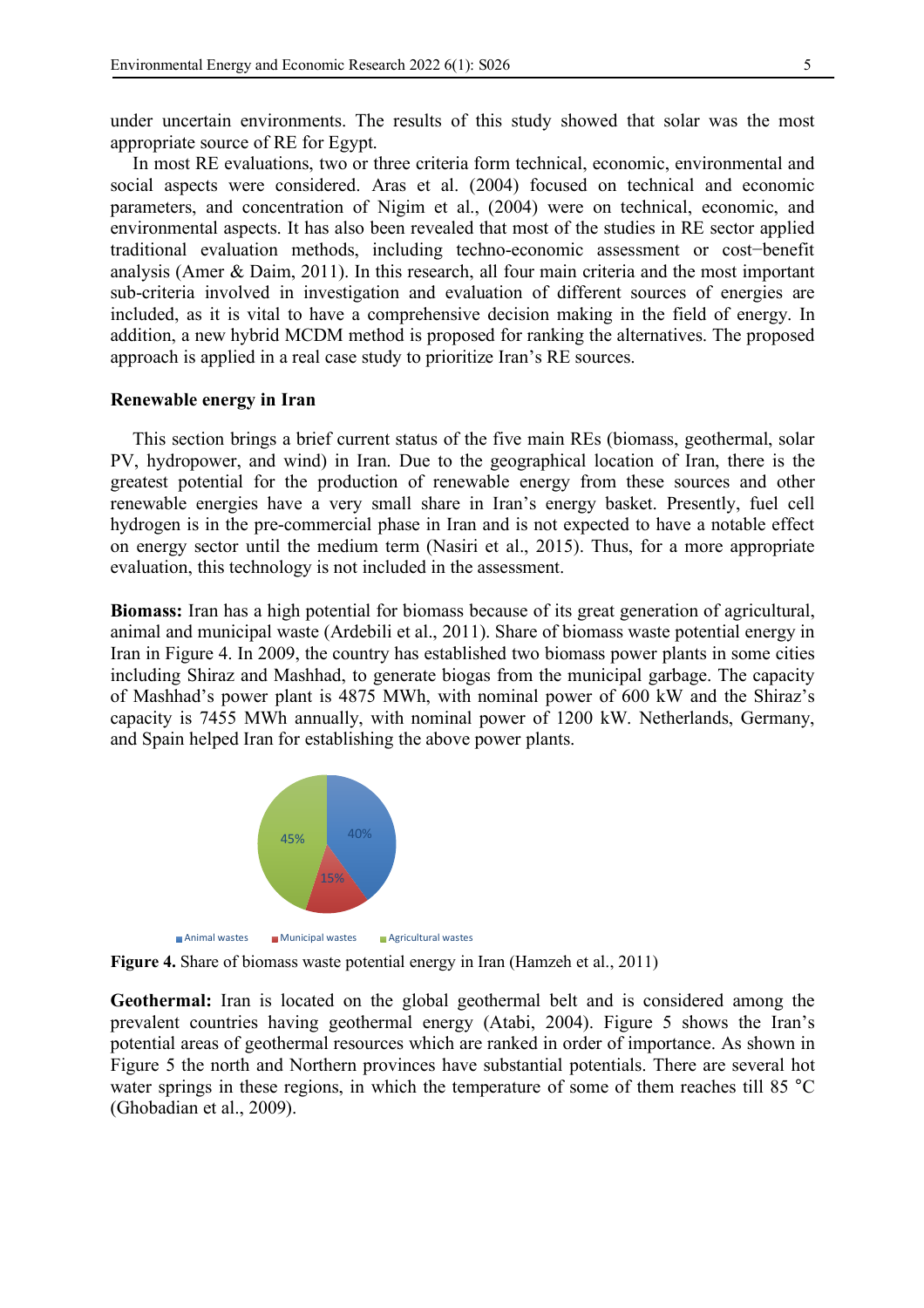under uncertain environments. The results of this study showed that solar was the most appropriate source of RE for Egypt.

In most RE evaluations, two or three criteria form technical, economic, environmental and social aspects were considered. Aras et al. (2004) focused on technical and economic parameters, and concentration of Nigim et al., (2004) were on technical, economic, and environmental aspects. It has also been revealed that most of the studies in RE sector applied traditional evaluation methods, including techno-economic assessment or cost−benefit analysis (Amer & Daim, 2011). In this research, all four main criteria and the most important sub-criteria involved in investigation and evaluation of different sources of energies are included, as it is vital to have a comprehensive decision making in the field of energy. In addition, a new hybrid MCDM method is proposed for ranking the alternatives. The proposed approach is applied in a real case study to prioritize Iran's RE sources.

## Renewable energy in Iran

This section brings a brief current status of the five main REs (biomass, geothermal, solar PV, hydropower, and wind) in Iran. Due to the geographical location of Iran, there is the greatest potential for the production of renewable energy from these sources and other renewable energies have a very small share in Iran's energy basket. Presently, fuel cell hydrogen is in the pre-commercial phase in Iran and is not expected to have a notable effect on energy sector until the medium term (Nasiri et al., 2015). Thus, for a more appropriate evaluation, this technology is not included in the assessment.

**Biomass:** Iran has a high potential for biomass because of its great generation of agricultural, animal and municipal waste (Ardebili et al., 2011). Share of biomass waste potential energy in Iran in Figure 4. In 2009, the country has established two biomass power plants in some cities including Shiraz and Mashhad, to generate biogas from the municipal garbage. The capacity of Mashhad's power plant is 4875 MWh, with nominal power of 600 kW and the Shiraz's capacity is 7455 MWh annually, with nominal power of 1200 kW. Netherlands, Germany, and Spain helped Iran for establishing the above power plants.

45%
40%
15%

Animal wastes
Municipal wastes
Agricultural wastes

**Figure 4.** Share of biomass waste potential energy in Iran (Hamzeh et al., 2011)

**Geothermal:** Iran is located on the global geothermal belt and is considered among the prevalent countries having geothermal energy (Atabi, 2004). Figure 5 shows the Iran's potential areas of geothermal resources which are ranked in order of importance. As shown in Figure 5 the north and Northern provinces have substantial potentials. There are several hot water springs in these regions, in which the temperature of some of them reaches till 85 °C (Ghobadian et al., 2009).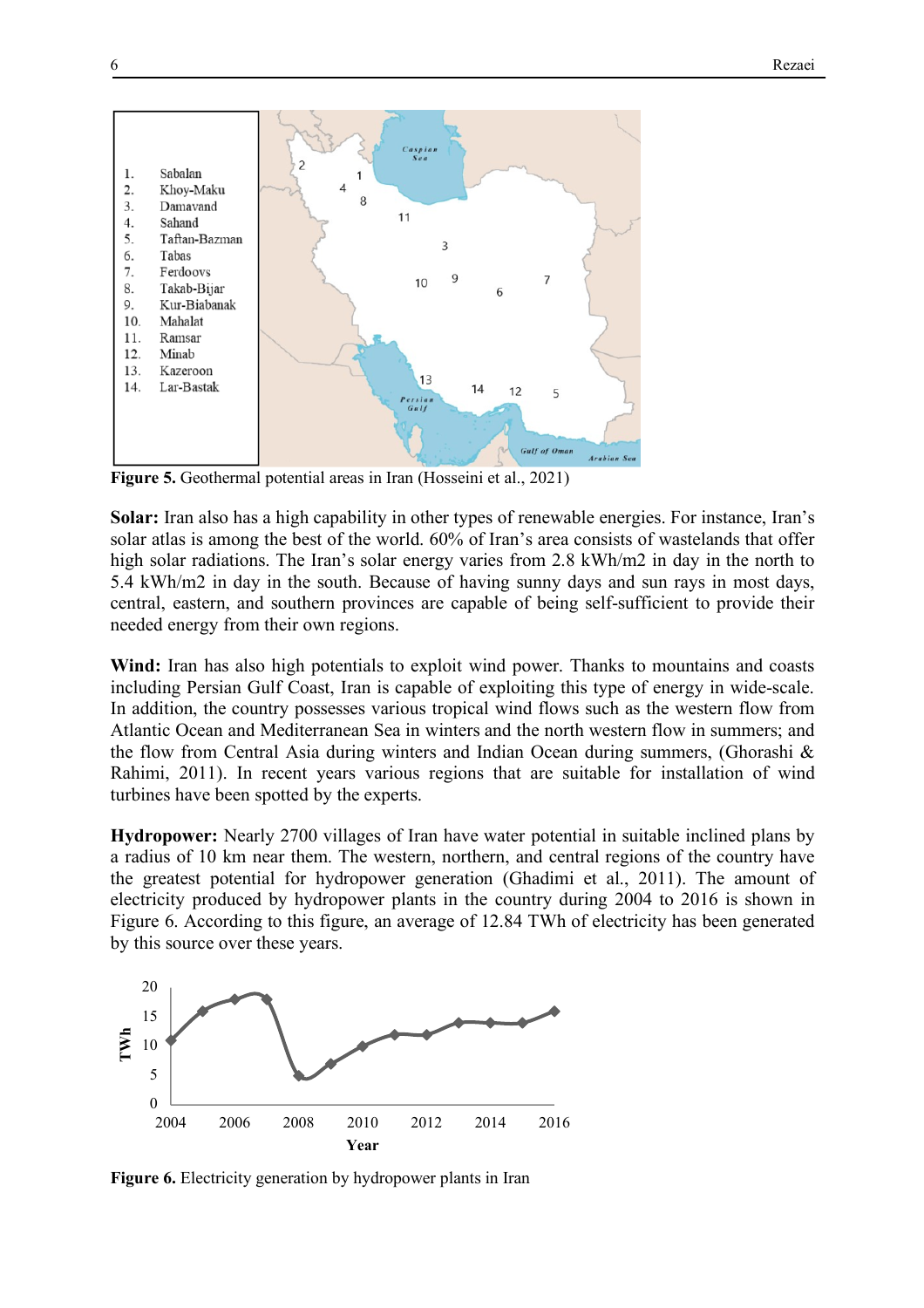1. Sabalan
2. Khoy-Maku
3. Damavand
4. Sahand
5. Taftan-Bazman
6. Tabas
7. Ferdoovs
8. Takab-Bijar
9. Kur-Biabanak
10. Mahalat
11. Ramsar
12. Minab
13. Kazeroon
14. Lar-Bastak

Caspian Sea

Persian Gulf

Gulf of Oman

Arabian Sea

2 1 4 8 11 3 10 9 6 7 13 14 12 5

**Figure 5.** Geothermal potential areas in Iran (Hosseini et al., 2021)

**Solar:** Iran also has a high capability in other types of renewable energies. For instance, Iran's solar atlas is among the best of the world. 60% of Iran's area consists of wastelands that offer high solar radiations. The Iran's solar energy varies from 2.8 kWh/m2 in day in the north to 5.4 kWh/m2 in day in the south. Because of having sunny days and sun rays in most days, central, eastern, and southern provinces are capable of being self-sufficient to provide their needed energy from their own regions.

**Wind:** Iran has also high potentials to exploit wind power. Thanks to mountains and coasts including Persian Gulf Coast, Iran is capable of exploiting this type of energy in wide-scale. In addition, the country possesses various tropical wind flows such as the western flow from Atlantic Ocean and Mediterranean Sea in winters and the north western flow in summers; and the flow from Central Asia during winters and Indian Ocean during summers, (Ghorashi & Rahimi, 2011). In recent years various regions that are suitable for installation of wind turbines have been spotted by the experts.

**Hydropower:** Nearly 2700 villages of Iran have water potential in suitable inclined plans by a radius of 10 km near them. The western, northern, and central regions of the country have the greatest potential for hydropower generation (Ghadimi et al., 2011). The amount of electricity produced by hydropower plants in the country during 2004 to 2016 is shown in Figure 6. According to this figure, an average of 12.84 TWh of electricity has been generated by this source over these years.

TWh

20
15
10
5
0

2004 2006 2008 2010 2012 2014 2016

Year

**Figure 6.** Electricity generation by hydropower plants in Iran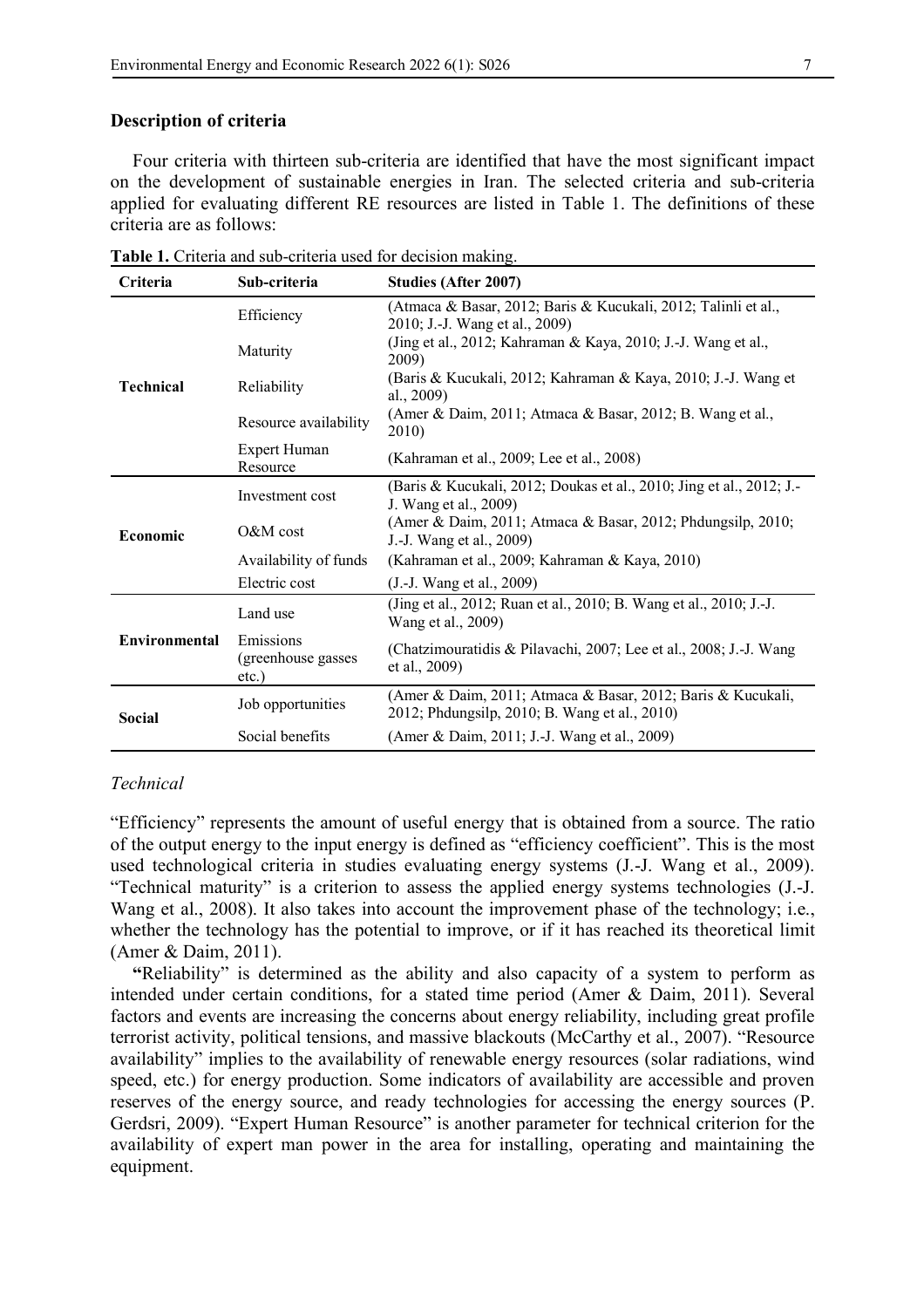### Description of criteria

Four criteria with thirteen sub-criteria are identified that have the most significant impact on the development of sustainable energies in Iran. The selected criteria and sub-criteria applied for evaluating different RE resources are listed in Table 1. The definitions of these criteria are as follows:

**Table 1.** Criteria and sub-criteria used for decision making.

| Criteria | Sub-criteria | Studies (After 2007) |
|---|---|---|
| **Technical** | Efficiency | (Atmaca & Basar, 2012; Baris & Kucukali, 2012; Talinli et al., 2010; J.-J. Wang et al., 2009) |
| | Maturity | (Jing et al., 2012; Kahraman & Kaya, 2010; J.-J. Wang et al., 2009) |
| | Reliability | (Baris & Kucukali, 2012; Kahraman & Kaya, 2010; J.-J. Wang et al., 2009) |
| | Resource availability | (Amer & Daim, 2011; Atmaca & Basar, 2012; B. Wang et al., 2010) |
| | Expert Human Resource | (Kahraman et al., 2009; Lee et al., 2008) |
| **Economic** | Investment cost | (Baris & Kucukali, 2012; Doukas et al., 2010; Jing et al., 2012; J.-J. Wang et al., 2009) |
| | O&M cost | (Amer & Daim, 2011; Atmaca & Basar, 2012; Phdungsilp, 2010; J.-J. Wang et al., 2009) |
| | Availability of funds | (Kahraman et al., 2009; Kahraman & Kaya, 2010) |
| | Electric cost | (J.-J. Wang et al., 2009) |
| **Environmental** | Land use | (Jing et al., 2012; Ruan et al., 2010; B. Wang et al., 2010; J.-J. Wang et al., 2009) |
| | Emissions (greenhouse gasses etc.) | (Chatzimouratidis & Pilavachi, 2007; Lee et al., 2008; J.-J. Wang et al., 2009) |
| **Social** | Job opportunities | (Amer & Daim, 2011; Atmaca & Basar, 2012; Baris & Kucukali, 2012; Phdungsilp, 2010; B. Wang et al., 2010) |
| | Social benefits | (Amer & Daim, 2011; J.-J. Wang et al., 2009) |

#### *Technical*

"Efficiency" represents the amount of useful energy that is obtained from a source. The ratio of the output energy to the input energy is defined as "efficiency coefficient". This is the most used technological criteria in studies evaluating energy systems (J.-J. Wang et al., 2009). "Technical maturity" is a criterion to assess the applied energy systems technologies (J.-J. Wang et al., 2008). It also takes into account the improvement phase of the technology; i.e., whether the technology has the potential to improve, or if it has reached its theoretical limit (Amer & Daim, 2011).

**"**Reliability" is determined as the ability and also capacity of a system to perform as intended under certain conditions, for a stated time period (Amer & Daim, 2011). Several factors and events are increasing the concerns about energy reliability, including great profile terrorist activity, political tensions, and massive blackouts (McCarthy et al., 2007). "Resource availability" implies to the availability of renewable energy resources (solar radiations, wind speed, etc.) for energy production. Some indicators of availability are accessible and proven reserves of the energy source, and ready technologies for accessing the energy sources (P. Gerdsri, 2009). "Expert Human Resource" is another parameter for technical criterion for the availability of expert man power in the area for installing, operating and maintaining the equipment.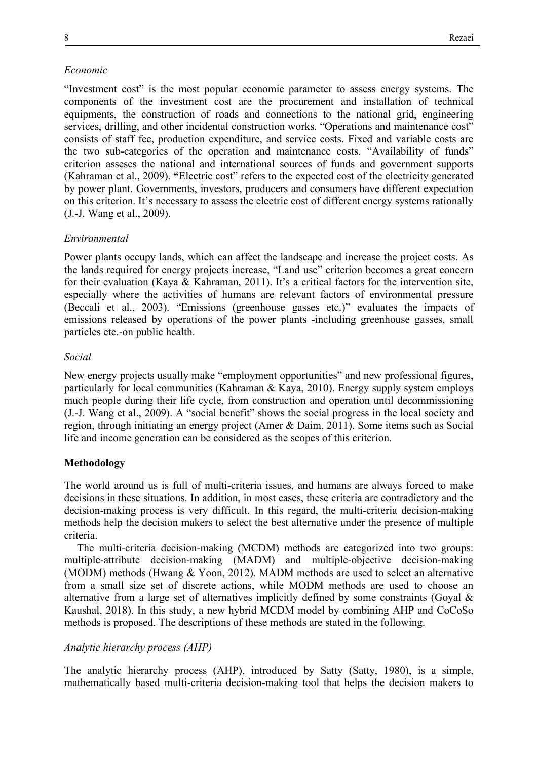*Economic*

"Investment cost" is the most popular economic parameter to assess energy systems. The components of the investment cost are the procurement and installation of technical equipments, the construction of roads and connections to the national grid, engineering services, drilling, and other incidental construction works. "Operations and maintenance cost" consists of staff fee, production expenditure, and service costs. Fixed and variable costs are the two sub-categories of the operation and maintenance costs. "Availability of funds" criterion asseses the national and international sources of funds and government supports (Kahraman et al., 2009). **"**Electric cost" refers to the expected cost of the electricity generated by power plant. Governments, investors, producers and consumers have different expectation on this criterion. It's necessary to assess the electric cost of different energy systems rationally (J.-J. Wang et al., 2009).

*Environmental*

Power plants occupy lands, which can affect the landscape and increase the project costs. As the lands required for energy projects increase, "Land use" criterion becomes a great concern for their evaluation (Kaya & Kahraman, 2011). It's a critical factors for the intervention site, especially where the activities of humans are relevant factors of environmental pressure (Beccali et al., 2003). "Emissions (greenhouse gasses etc.)" evaluates the impacts of emissions released by operations of the power plants -including greenhouse gasses, small particles etc.-on public health.

*Social*

New energy projects usually make "employment opportunities" and new professional figures, particularly for local communities (Kahraman & Kaya, 2010). Energy supply system employs much people during their life cycle, from construction and operation until decommissioning (J.-J. Wang et al., 2009). A "social benefit" shows the social progress in the local society and region, through initiating an energy project (Amer & Daim, 2011). Some items such as Social life and income generation can be considered as the scopes of this criterion.

## Methodology

The world around us is full of multi-criteria issues, and humans are always forced to make decisions in these situations. In addition, in most cases, these criteria are contradictory and the decision-making process is very difficult. In this regard, the multi-criteria decision-making methods help the decision makers to select the best alternative under the presence of multiple criteria.

The multi-criteria decision-making (MCDM) methods are categorized into two groups: multiple-attribute decision-making (MADM) and multiple-objective decision-making (MODM) methods (Hwang & Yoon, 2012). MADM methods are used to select an alternative from a small size set of discrete actions, while MODM methods are used to choose an alternative from a large set of alternatives implicitly defined by some constraints (Goyal & Kaushal, 2018). In this study, a new hybrid MCDM model by combining AHP and CoCoSo methods is proposed. The descriptions of these methods are stated in the following.

*Analytic hierarchy process (AHP)*

The analytic hierarchy process (AHP), introduced by Satty (Satty, 1980), is a simple, mathematically based multi-criteria decision-making tool that helps the decision makers to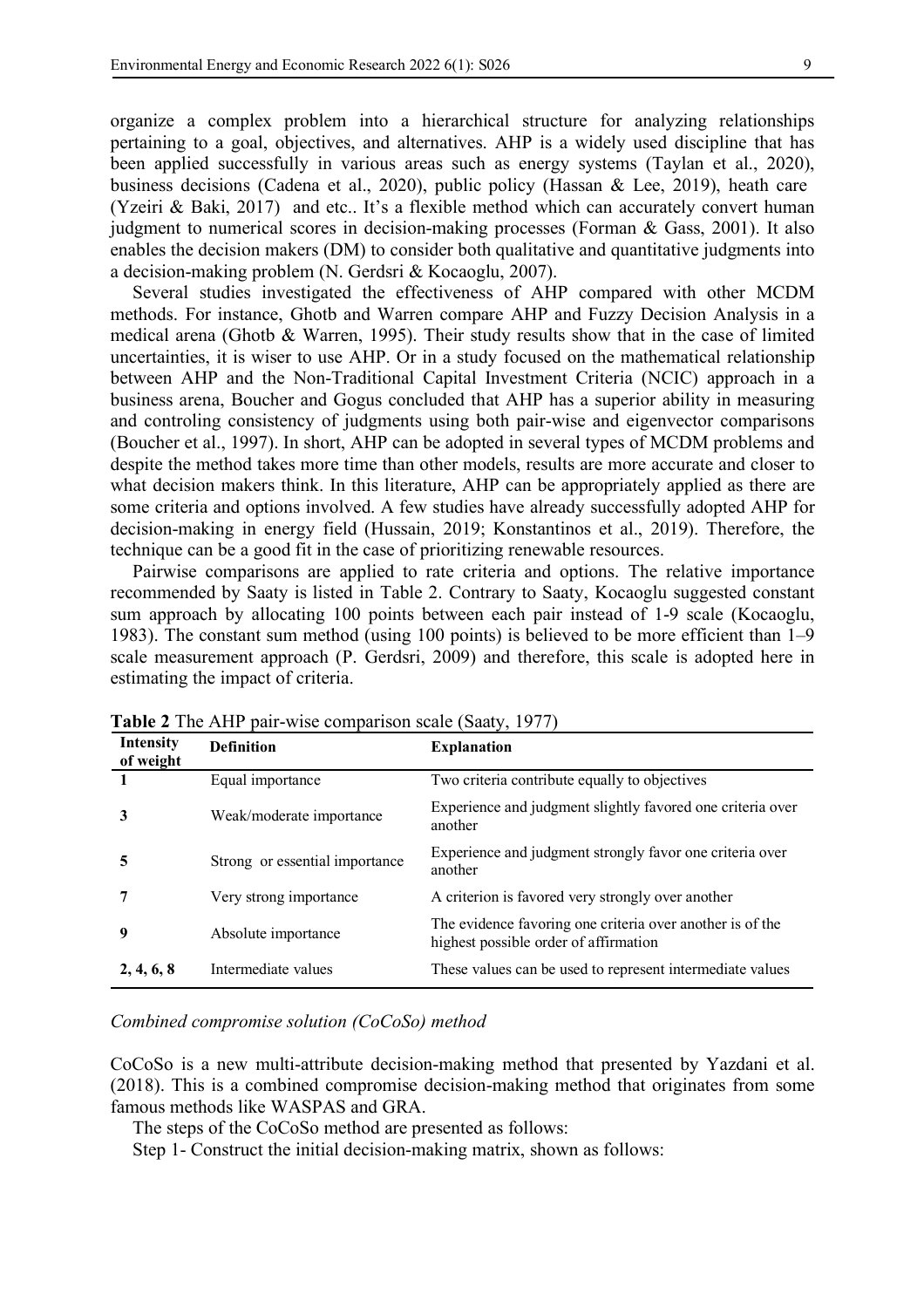organize a complex problem into a hierarchical structure for analyzing relationships pertaining to a goal, objectives, and alternatives. AHP is a widely used discipline that has been applied successfully in various areas such as energy systems (Taylan et al., 2020), business decisions (Cadena et al., 2020), public policy (Hassan & Lee, 2019), heath care (Yzeiri & Baki, 2017) and etc.. It's a flexible method which can accurately convert human judgment to numerical scores in decision-making processes (Forman & Gass, 2001). It also enables the decision makers (DM) to consider both qualitative and quantitative judgments into a decision-making problem (N. Gerdsri & Kocaoglu, 2007).

Several studies investigated the effectiveness of AHP compared with other MCDM methods. For instance, Ghotb and Warren compare AHP and Fuzzy Decision Analysis in a medical arena (Ghotb & Warren, 1995). Their study results show that in the case of limited uncertainties, it is wiser to use AHP. Or in a study focused on the mathematical relationship between AHP and the Non-Traditional Capital Investment Criteria (NCIC) approach in a business arena, Boucher and Gogus concluded that AHP has a superior ability in measuring and controling consistency of judgments using both pair-wise and eigenvector comparisons (Boucher et al., 1997). In short, AHP can be adopted in several types of MCDM problems and despite the method takes more time than other models, results are more accurate and closer to what decision makers think. In this literature, AHP can be appropriately applied as there are some criteria and options involved. A few studies have already successfully adopted AHP for decision-making in energy field (Hussain, 2019; Konstantinos et al., 2019). Therefore, the technique can be a good fit in the case of prioritizing renewable resources.

Pairwise comparisons are applied to rate criteria and options. The relative importance recommended by Saaty is listed in Table 2. Contrary to Saaty, Kocaoglu suggested constant sum approach by allocating 100 points between each pair instead of 1-9 scale (Kocaoglu, 1983). The constant sum method (using 100 points) is believed to be more efficient than 1–9 scale measurement approach (P. Gerdsri, 2009) and therefore, this scale is adopted here in estimating the impact of criteria.

**Table 2** The AHP pair-wise comparison scale (Saaty, 1977)

| Intensity of weight | Definition | Explanation |
|---|---|---|
| **1** | Equal importance | Two criteria contribute equally to objectives |
| **3** | Weak/moderate importance | Experience and judgment slightly favored one criteria over another |
| **5** | Strong or essential importance | Experience and judgment strongly favor one criteria over another |
| **7** | Very strong importance | A criterion is favored very strongly over another |
| **9** | Absolute importance | The evidence favoring one criteria over another is of the highest possible order of affirmation |
| **2, 4, 6, 8** | Intermediate values | These values can be used to represent intermediate values |

*Combined compromise solution (CoCoSo) method*

CoCoSo is a new multi-attribute decision-making method that presented by Yazdani et al. (2018). This is a combined compromise decision-making method that originates from some famous methods like WASPAS and GRA.

The steps of the CoCoSo method are presented as follows:

Step 1- Construct the initial decision-making matrix, shown as follows: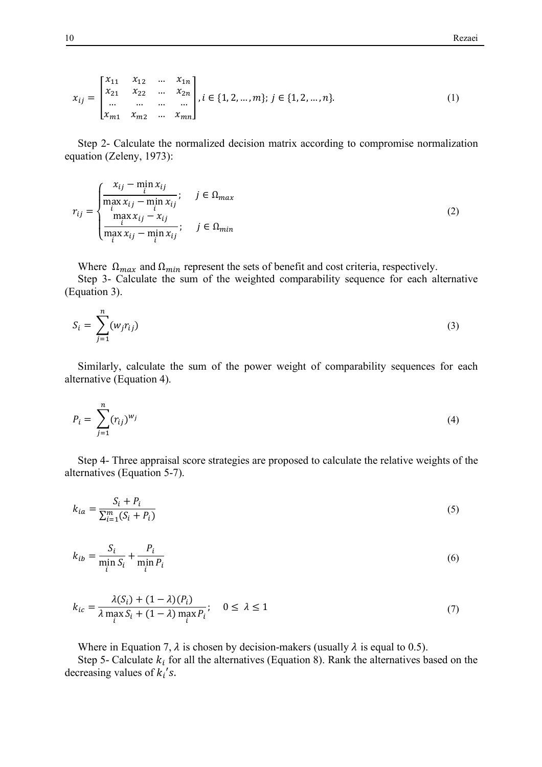$$x_{ij} = \begin{bmatrix} x_{11} & x_{12} & \dots & x_{1n} \\ x_{21} & x_{22} & \dots & x_{2n} \\ \dots & \dots & \dots & \dots \\ x_{m1} & x_{m2} & \dots & x_{mn} \end{bmatrix}, i \in \{1, 2, \dots, m\};\ j \in \{1, 2, \dots, n\}. \tag{1}$$

Step 2- Calculate the normalized decision matrix according to compromise normalization equation (Zeleny, 1973):

$$r_{ij} = \begin{cases} \dfrac{x_{ij} - \min\limits_{i} x_{ij}}{\max\limits_{i} x_{ij} - \min\limits_{i} x_{ij}}; & j \in \Omega_{max} \\ \dfrac{\max\limits_{i} x_{ij} - x_{ij}}{\max\limits_{i} x_{ij} - \min\limits_{i} x_{ij}}; & j \in \Omega_{min} \end{cases} \tag{2}$$

Where $\Omega_{max}$ and $\Omega_{min}$ represent the sets of benefit and cost criteria, respectively.

Step 3- Calculate the sum of the weighted comparability sequence for each alternative (Equation 3).

$$S_i = \sum_{j=1}^{n} (w_j r_{ij}) \tag{3}$$

Similarly, calculate the sum of the power weight of comparability sequences for each alternative (Equation 4).

$$P_i = \sum_{j=1}^{n} (r_{ij})^{w_j} \tag{4}$$

Step 4- Three appraisal score strategies are proposed to calculate the relative weights of the alternatives (Equation 5-7).

$$k_{ia} = \frac{S_i + P_i}{\sum_{i=1}^{m}(S_i + P_i)} \tag{5}$$

$$k_{ib} = \frac{S_i}{\min\limits_{i} S_i} + \frac{P_i}{\min\limits_{i} P_i} \tag{6}$$

$$k_{ic} = \frac{\lambda(S_i) + (1-\lambda)(P_i)}{\lambda \max\limits_{i} S_i + (1-\lambda)\max\limits_{i} P_i}; \quad 0 \leq \lambda \leq 1 \tag{7}$$

Where in Equation 7, $\lambda$ is chosen by decision-makers (usually $\lambda$ is equal to 0.5).

Step 5- Calculate $k_i$ for all the alternatives (Equation 8). Rank the alternatives based on the decreasing values of $k_i's$.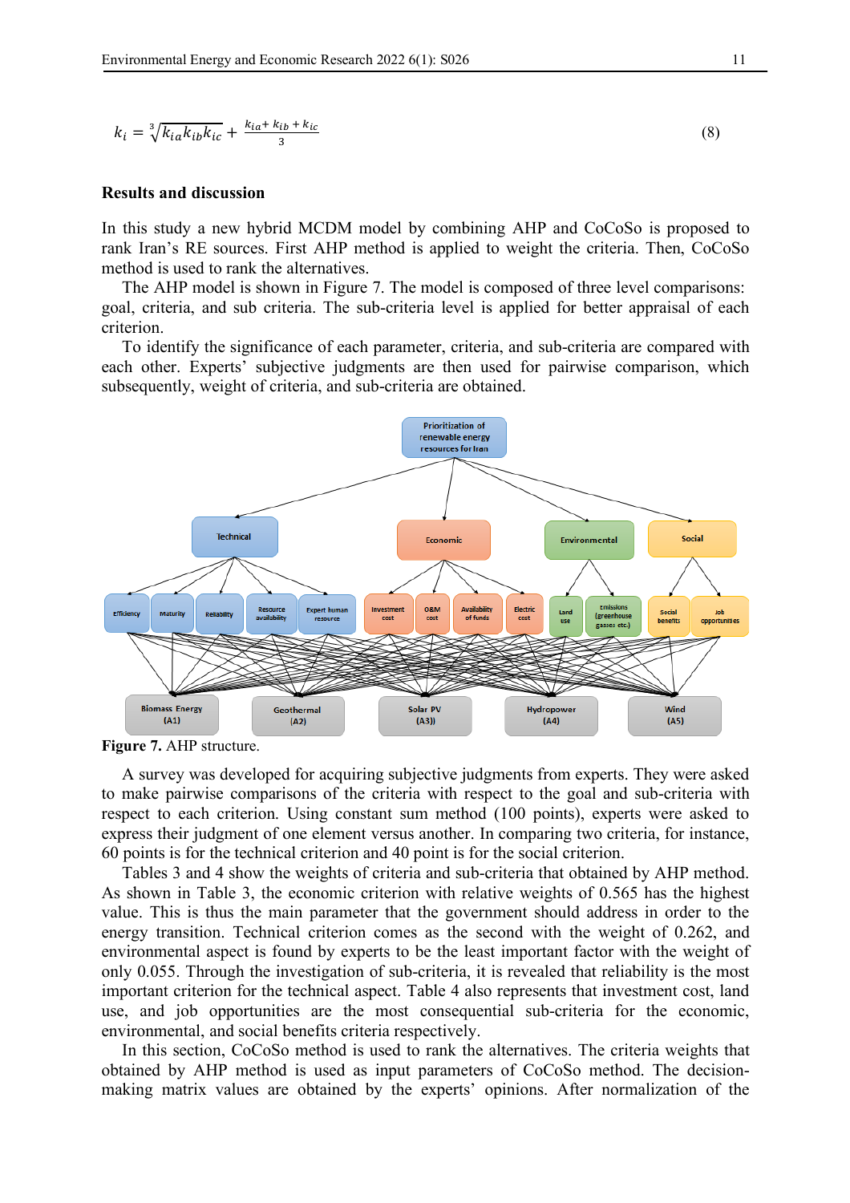$$k_i = \sqrt[3]{k_{ia}k_{ib}k_{ic}} + \frac{k_{ia} + k_{ib} + k_{ic}}{3} \tag{8}$$

## Results and discussion

In this study a new hybrid MCDM model by combining AHP and CoCoSo is proposed to rank Iran's RE sources. First AHP method is applied to weight the criteria. Then, CoCoSo method is used to rank the alternatives.

The AHP model is shown in Figure 7. The model is composed of three level comparisons: goal, criteria, and sub criteria. The sub-criteria level is applied for better appraisal of each criterion.

To identify the significance of each parameter, criteria, and sub-criteria are compared with each other. Experts' subjective judgments are then used for pairwise comparison, which subsequently, weight of criteria, and sub-criteria are obtained.

Prioritization of renewable energy resources for Iran

Technical

Economic

Environmental

Social

Efficiency

Maturity

Reliability

Resource availability

Expert human resource

Investment cost

O&M cost

Availability of funds

Electric cost

Land use

Emissions (greenhouse gasses etc.)

Social benefits

Job opportunities

Biomass Energy (A1)

Geothermal (A2)

Solar PV (A3))

Hydropower (A4)

Wind (A5)

**Figure 7.** AHP structure.

A survey was developed for acquiring subjective judgments from experts. They were asked to make pairwise comparisons of the criteria with respect to the goal and sub-criteria with respect to each criterion. Using constant sum method (100 points), experts were asked to express their judgment of one element versus another. In comparing two criteria, for instance, 60 points is for the technical criterion and 40 point is for the social criterion.

Tables 3 and 4 show the weights of criteria and sub-criteria that obtained by AHP method. As shown in Table 3, the economic criterion with relative weights of 0.565 has the highest value. This is thus the main parameter that the government should address in order to the energy transition. Technical criterion comes as the second with the weight of 0.262, and environmental aspect is found by experts to be the least important factor with the weight of only 0.055. Through the investigation of sub-criteria, it is revealed that reliability is the most important criterion for the technical aspect. Table 4 also represents that investment cost, land use, and job opportunities are the most consequential sub-criteria for the economic, environmental, and social benefits criteria respectively.

In this section, CoCoSo method is used to rank the alternatives. The criteria weights that obtained by AHP method is used as input parameters of CoCoSo method. The decision-making matrix values are obtained by the experts' opinions. After normalization of the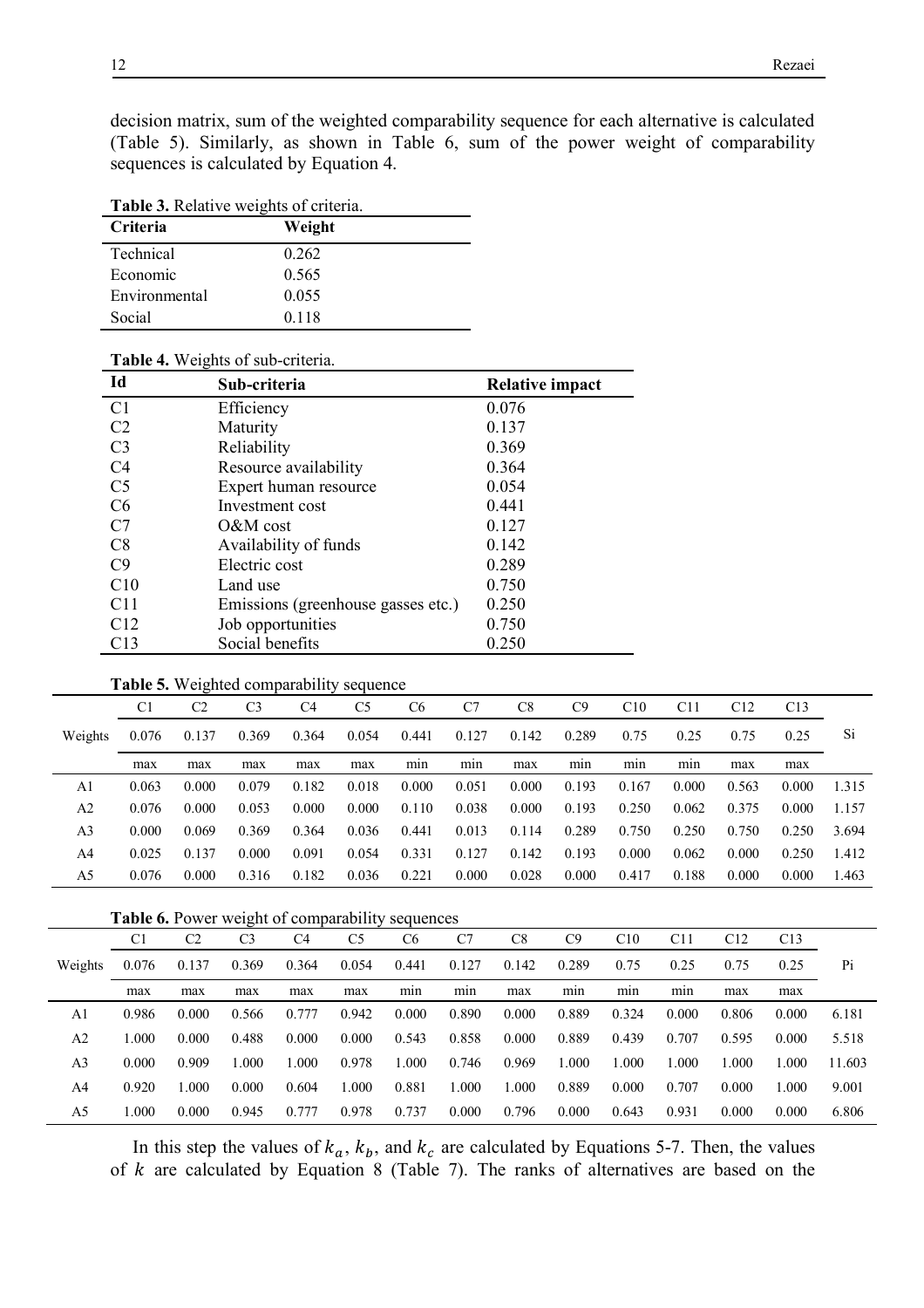decision matrix, sum of the weighted comparability sequence for each alternative is calculated (Table 5). Similarly, as shown in Table 6, sum of the power weight of comparability sequences is calculated by Equation 4.

**Table 3.** Relative weights of criteria.

| Criteria | Weight |
|---|---|
| Technical | 0.262 |
| Economic | 0.565 |
| Environmental | 0.055 |
| Social | 0.118 |

**Table 4.** Weights of sub-criteria.

| Id | Sub-criteria | Relative impact |
|---|---|---|
| C1 | Efficiency | 0.076 |
| C2 | Maturity | 0.137 |
| C3 | Reliability | 0.369 |
| C4 | Resource availability | 0.364 |
| C5 | Expert human resource | 0.054 |
| C6 | Investment cost | 0.441 |
| C7 | O&M cost | 0.127 |
| C8 | Availability of funds | 0.142 |
| C9 | Electric cost | 0.289 |
| C10 | Land use | 0.750 |
| C11 | Emissions (greenhouse gasses etc.) | 0.250 |
| C12 | Job opportunities | 0.750 |
| C13 | Social benefits | 0.250 |

**Table 5.** Weighted comparability sequence

| | C1 | C2 | C3 | C4 | C5 | C6 | C7 | C8 | C9 | C10 | C11 | C12 | C13 | |
|---|---|---|---|---|---|---|---|---|---|---|---|---|---|---|
| Weights | 0.076 | 0.137 | 0.369 | 0.364 | 0.054 | 0.441 | 0.127 | 0.142 | 0.289 | 0.75 | 0.25 | 0.75 | 0.25 | Si |
| | max | max | max | max | max | min | min | max | min | min | min | max | max | |
| A1 | 0.063 | 0.000 | 0.079 | 0.182 | 0.018 | 0.000 | 0.051 | 0.000 | 0.193 | 0.167 | 0.000 | 0.563 | 0.000 | 1.315 |
| A2 | 0.076 | 0.000 | 0.053 | 0.000 | 0.000 | 0.110 | 0.038 | 0.000 | 0.193 | 0.250 | 0.062 | 0.375 | 0.000 | 1.157 |
| A3 | 0.000 | 0.069 | 0.369 | 0.364 | 0.036 | 0.441 | 0.013 | 0.114 | 0.289 | 0.750 | 0.250 | 0.750 | 0.250 | 3.694 |
| A4 | 0.025 | 0.137 | 0.000 | 0.091 | 0.054 | 0.331 | 0.127 | 0.142 | 0.193 | 0.000 | 0.062 | 0.000 | 0.250 | 1.412 |
| A5 | 0.076 | 0.000 | 0.316 | 0.182 | 0.036 | 0.221 | 0.000 | 0.028 | 0.000 | 0.417 | 0.188 | 0.000 | 0.000 | 1.463 |

**Table 6.** Power weight of comparability sequences

| | C1 | C2 | C3 | C4 | C5 | C6 | C7 | C8 | C9 | C10 | C11 | C12 | C13 | |
|---|---|---|---|---|---|---|---|---|---|---|---|---|---|---|
| Weights | 0.076 | 0.137 | 0.369 | 0.364 | 0.054 | 0.441 | 0.127 | 0.142 | 0.289 | 0.75 | 0.25 | 0.75 | 0.25 | Pi |
| | max | max | max | max | max | min | min | max | min | min | min | max | max | |
| A1 | 0.986 | 0.000 | 0.566 | 0.777 | 0.942 | 0.000 | 0.890 | 0.000 | 0.889 | 0.324 | 0.000 | 0.806 | 0.000 | 6.181 |
| A2 | 1.000 | 0.000 | 0.488 | 0.000 | 0.000 | 0.543 | 0.858 | 0.000 | 0.889 | 0.439 | 0.707 | 0.595 | 0.000 | 5.518 |
| A3 | 0.000 | 0.909 | 1.000 | 1.000 | 0.978 | 1.000 | 0.746 | 0.969 | 1.000 | 1.000 | 1.000 | 1.000 | 1.000 | 11.603 |
| A4 | 0.920 | 1.000 | 0.000 | 0.604 | 1.000 | 0.881 | 1.000 | 1.000 | 0.889 | 0.000 | 0.707 | 0.000 | 1.000 | 9.001 |
| A5 | 1.000 | 0.000 | 0.945 | 0.777 | 0.978 | 0.737 | 0.000 | 0.796 | 0.000 | 0.643 | 0.931 | 0.000 | 0.000 | 6.806 |

In this step the values of $k_a$, $k_b$, and $k_c$ are calculated by Equations 5-7. Then, the values of $k$ are calculated by Equation 8 (Table 7). The ranks of alternatives are based on the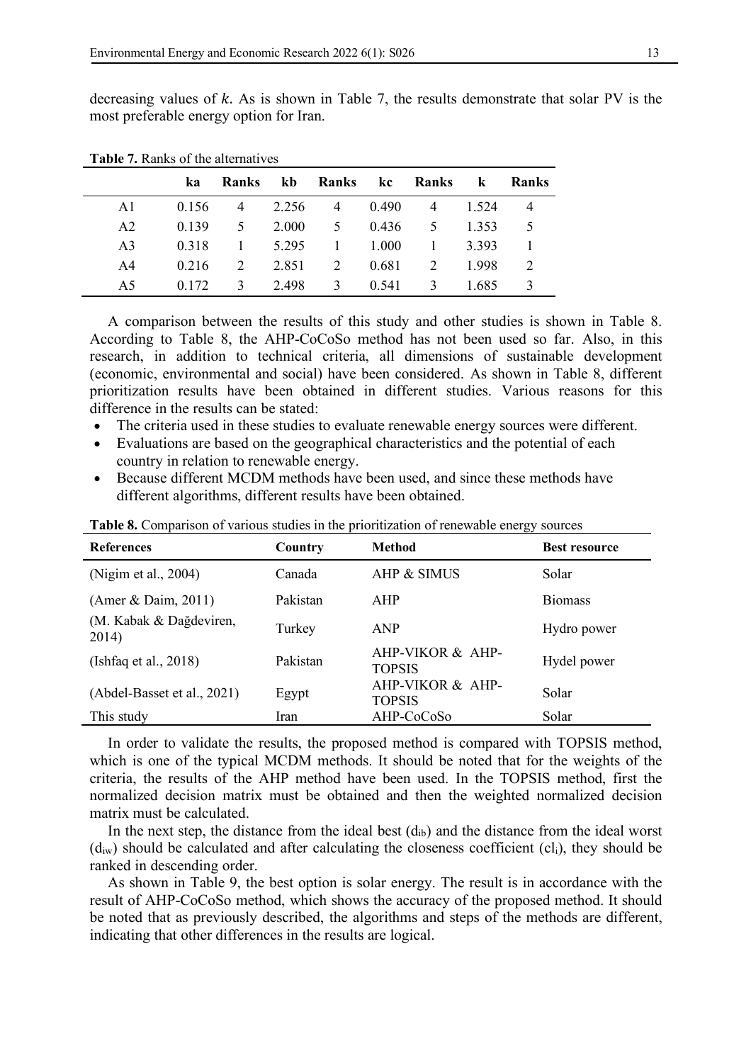decreasing values of $k$. As is shown in Table 7, the results demonstrate that solar PV is the most preferable energy option for Iran.

**Table 7.** Ranks of the alternatives

| | ka | Ranks | kb | Ranks | kc | Ranks | k | Ranks |
|---|---|---|---|---|---|---|---|---|
| A1 | 0.156 | 4 | 2.256 | 4 | 0.490 | 4 | 1.524 | 4 |
| A2 | 0.139 | 5 | 2.000 | 5 | 0.436 | 5 | 1.353 | 5 |
| A3 | 0.318 | 1 | 5.295 | 1 | 1.000 | 1 | 3.393 | 1 |
| A4 | 0.216 | 2 | 2.851 | 2 | 0.681 | 2 | 1.998 | 2 |
| A5 | 0.172 | 3 | 2.498 | 3 | 0.541 | 3 | 1.685 | 3 |

A comparison between the results of this study and other studies is shown in Table 8. According to Table 8, the AHP-CoCoSo method has not been used so far. Also, in this research, in addition to technical criteria, all dimensions of sustainable development (economic, environmental and social) have been considered. As shown in Table 8, different prioritization results have been obtained in different studies. Various reasons for this difference in the results can be stated:

- The criteria used in these studies to evaluate renewable energy sources were different.
- Evaluations are based on the geographical characteristics and the potential of each country in relation to renewable energy.
- Because different MCDM methods have been used, and since these methods have different algorithms, different results have been obtained.

**Table 8.** Comparison of various studies in the prioritization of renewable energy sources

| References | Country | Method | Best resource |
|---|---|---|---|
| (Nigim et al., 2004) | Canada | AHP & SIMUS | Solar |
| (Amer & Daim, 2011) | Pakistan | AHP | Biomass |
| (M. Kabak & Dağdeviren, 2014) | Turkey | ANP | Hydro power |
| (Ishfaq et al., 2018) | Pakistan | AHP-VIKOR & AHP-TOPSIS | Hydel power |
| (Abdel-Basset et al., 2021) | Egypt | AHP-VIKOR & AHP-TOPSIS | Solar |
| This study | Iran | AHP-CoCoSo | Solar |

In order to validate the results, the proposed method is compared with TOPSIS method, which is one of the typical MCDM methods. It should be noted that for the weights of the criteria, the results of the AHP method have been used. In the TOPSIS method, first the normalized decision matrix must be obtained and then the weighted normalized decision matrix must be calculated.

In the next step, the distance from the ideal best ($d_{ib}$) and the distance from the ideal worst ($d_{iw}$) should be calculated and after calculating the closeness coefficient ($cl_i$), they should be ranked in descending order.

As shown in Table 9, the best option is solar energy. The result is in accordance with the result of AHP-CoCoSo method, which shows the accuracy of the proposed method. It should be noted that as previously described, the algorithms and steps of the methods are different, indicating that other differences in the results are logical.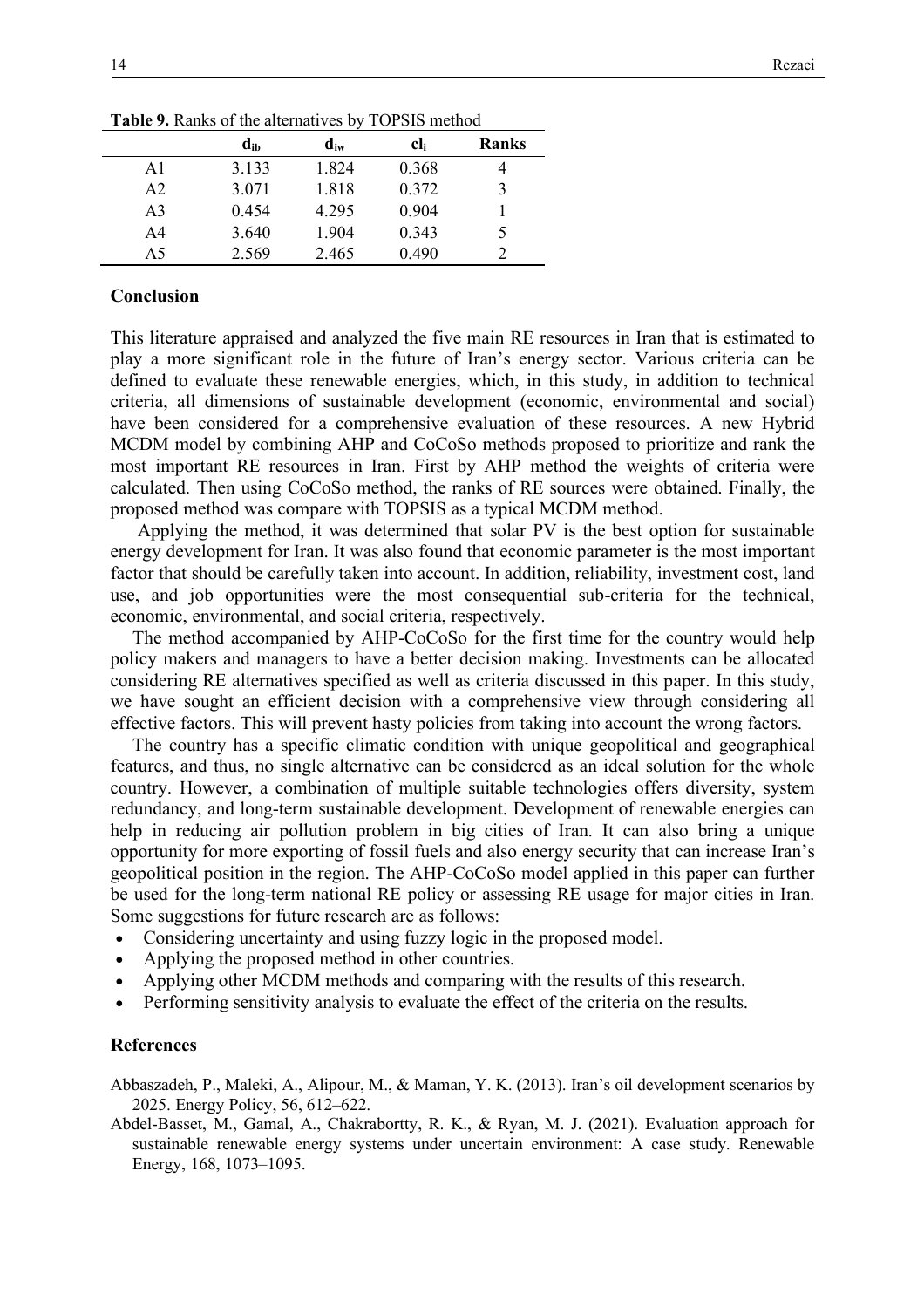**Table 9.** Ranks of the alternatives by TOPSIS method

| | $d_{ib}$ | $d_{iw}$ | $cl_i$ | Ranks |
|---|---|---|---|---|
| A1 | 3.133 | 1.824 | 0.368 | 4 |
| A2 | 3.071 | 1.818 | 0.372 | 3 |
| A3 | 0.454 | 4.295 | 0.904 | 1 |
| A4 | 3.640 | 1.904 | 0.343 | 5 |
| A5 | 2.569 | 2.465 | 0.490 | 2 |

## Conclusion

This literature appraised and analyzed the five main RE resources in Iran that is estimated to play a more significant role in the future of Iran's energy sector. Various criteria can be defined to evaluate these renewable energies, which, in this study, in addition to technical criteria, all dimensions of sustainable development (economic, environmental and social) have been considered for a comprehensive evaluation of these resources. A new Hybrid MCDM model by combining AHP and CoCoSo methods proposed to prioritize and rank the most important RE resources in Iran. First by AHP method the weights of criteria were calculated. Then using CoCoSo method, the ranks of RE sources were obtained. Finally, the proposed method was compare with TOPSIS as a typical MCDM method.

Applying the method, it was determined that solar PV is the best option for sustainable energy development for Iran. It was also found that economic parameter is the most important factor that should be carefully taken into account. In addition, reliability, investment cost, land use, and job opportunities were the most consequential sub-criteria for the technical, economic, environmental, and social criteria, respectively.

The method accompanied by AHP-CoCoSo for the first time for the country would help policy makers and managers to have a better decision making. Investments can be allocated considering RE alternatives specified as well as criteria discussed in this paper. In this study, we have sought an efficient decision with a comprehensive view through considering all effective factors. This will prevent hasty policies from taking into account the wrong factors.

The country has a specific climatic condition with unique geopolitical and geographical features, and thus, no single alternative can be considered as an ideal solution for the whole country. However, a combination of multiple suitable technologies offers diversity, system redundancy, and long-term sustainable development. Development of renewable energies can help in reducing air pollution problem in big cities of Iran. It can also bring a unique opportunity for more exporting of fossil fuels and also energy security that can increase Iran's geopolitical position in the region. The AHP-CoCoSo model applied in this paper can further be used for the long-term national RE policy or assessing RE usage for major cities in Iran. Some suggestions for future research are as follows:

- Considering uncertainty and using fuzzy logic in the proposed model.
- Applying the proposed method in other countries.
- Applying other MCDM methods and comparing with the results of this research.
- Performing sensitivity analysis to evaluate the effect of the criteria on the results.

## References

Abbaszadeh, P., Maleki, A., Alipour, M., & Maman, Y. K. (2013). Iran's oil development scenarios by 2025. Energy Policy, 56, 612–622.

Abdel-Basset, M., Gamal, A., Chakrabortty, R. K., & Ryan, M. J. (2021). Evaluation approach for sustainable renewable energy systems under uncertain environment: A case study. Renewable Energy, 168, 1073–1095.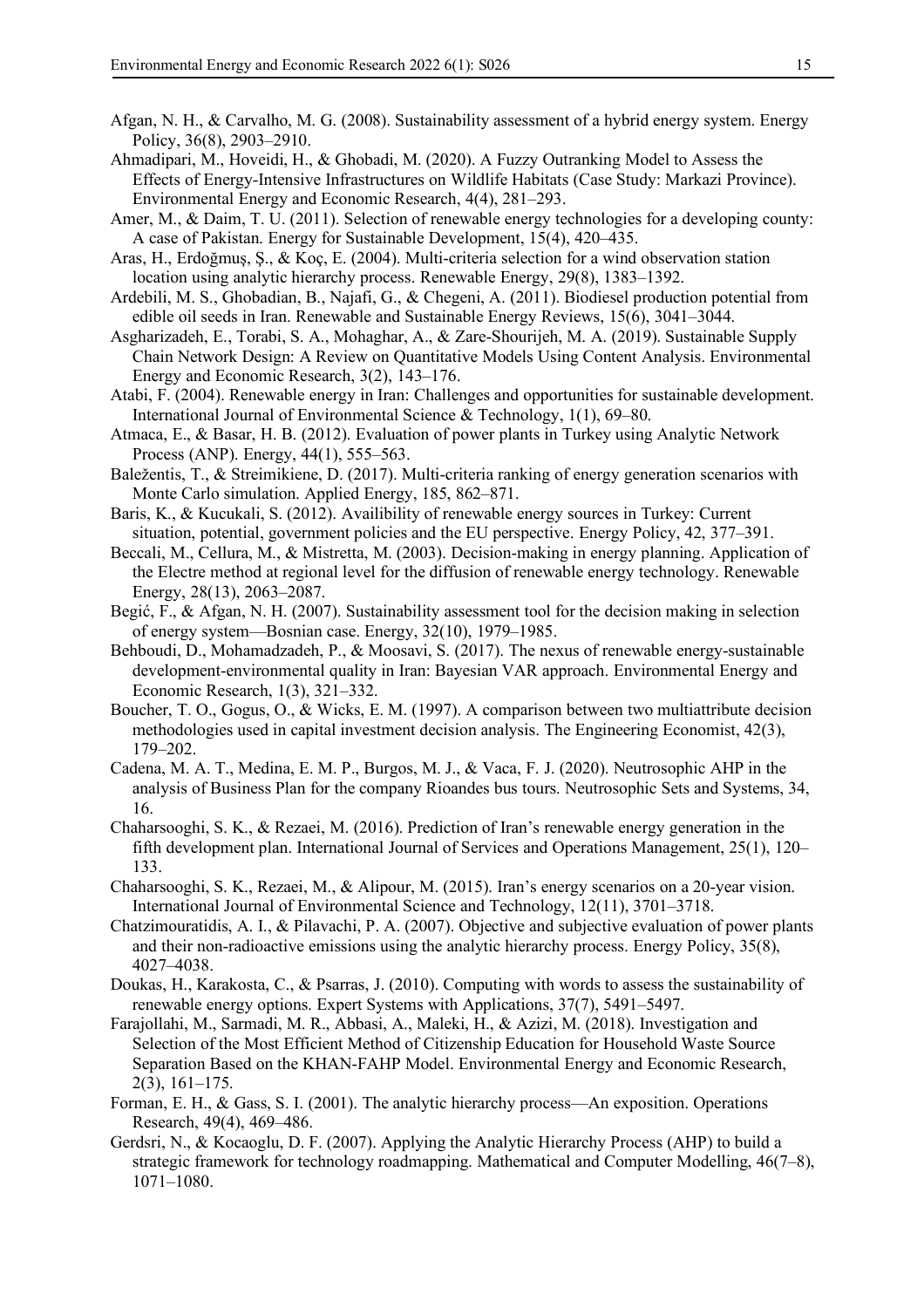Afgan, N. H., & Carvalho, M. G. (2008). Sustainability assessment of a hybrid energy system. Energy Policy, 36(8), 2903–2910.

Ahmadipari, M., Hoveidi, H., & Ghobadi, M. (2020). A Fuzzy Outranking Model to Assess the Effects of Energy-Intensive Infrastructures on Wildlife Habitats (Case Study: Markazi Province). Environmental Energy and Economic Research, 4(4), 281–293.

Amer, M., & Daim, T. U. (2011). Selection of renewable energy technologies for a developing county: A case of Pakistan. Energy for Sustainable Development, 15(4), 420–435.

Aras, H., Erdoğmuş, Ş., & Koç, E. (2004). Multi-criteria selection for a wind observation station location using analytic hierarchy process. Renewable Energy, 29(8), 1383–1392.

Ardebili, M. S., Ghobadian, B., Najafi, G., & Chegeni, A. (2011). Biodiesel production potential from edible oil seeds in Iran. Renewable and Sustainable Energy Reviews, 15(6), 3041–3044.

Asgharizadeh, E., Torabi, S. A., Mohaghar, A., & Zare-Shourijeh, M. A. (2019). Sustainable Supply Chain Network Design: A Review on Quantitative Models Using Content Analysis. Environmental Energy and Economic Research, 3(2), 143–176.

Atabi, F. (2004). Renewable energy in Iran: Challenges and opportunities for sustainable development. International Journal of Environmental Science & Technology, 1(1), 69–80.

Atmaca, E., & Basar, H. B. (2012). Evaluation of power plants in Turkey using Analytic Network Process (ANP). Energy, 44(1), 555–563.

Baležentis, T., & Streimikiene, D. (2017). Multi-criteria ranking of energy generation scenarios with Monte Carlo simulation. Applied Energy, 185, 862–871.

Baris, K., & Kucukali, S. (2012). Availibility of renewable energy sources in Turkey: Current situation, potential, government policies and the EU perspective. Energy Policy, 42, 377–391.

Beccali, M., Cellura, M., & Mistretta, M. (2003). Decision-making in energy planning. Application of the Electre method at regional level for the diffusion of renewable energy technology. Renewable Energy, 28(13), 2063–2087.

Begić, F., & Afgan, N. H. (2007). Sustainability assessment tool for the decision making in selection of energy system—Bosnian case. Energy, 32(10), 1979–1985.

Behboudi, D., Mohamadzadeh, P., & Moosavi, S. (2017). The nexus of renewable energy-sustainable development-environmental quality in Iran: Bayesian VAR approach. Environmental Energy and Economic Research, 1(3), 321–332.

Boucher, T. O., Gogus, O., & Wicks, E. M. (1997). A comparison between two multiattribute decision methodologies used in capital investment decision analysis. The Engineering Economist, 42(3), 179–202.

Cadena, M. A. T., Medina, E. M. P., Burgos, M. J., & Vaca, F. J. (2020). Neutrosophic AHP in the analysis of Business Plan for the company Rioandes bus tours. Neutrosophic Sets and Systems, 34, 16.

Chaharsooghi, S. K., & Rezaei, M. (2016). Prediction of Iran's renewable energy generation in the fifth development plan. International Journal of Services and Operations Management, 25(1), 120–133.

Chaharsooghi, S. K., Rezaei, M., & Alipour, M. (2015). Iran's energy scenarios on a 20-year vision. International Journal of Environmental Science and Technology, 12(11), 3701–3718.

Chatzimouratidis, A. I., & Pilavachi, P. A. (2007). Objective and subjective evaluation of power plants and their non-radioactive emissions using the analytic hierarchy process. Energy Policy, 35(8), 4027–4038.

Doukas, H., Karakosta, C., & Psarras, J. (2010). Computing with words to assess the sustainability of renewable energy options. Expert Systems with Applications, 37(7), 5491–5497.

Farajollahi, M., Sarmadi, M. R., Abbasi, A., Maleki, H., & Azizi, M. (2018). Investigation and Selection of the Most Efficient Method of Citizenship Education for Household Waste Source Separation Based on the KHAN-FAHP Model. Environmental Energy and Economic Research, 2(3), 161–175.

Forman, E. H., & Gass, S. I. (2001). The analytic hierarchy process—An exposition. Operations Research, 49(4), 469–486.

Gerdsri, N., & Kocaoglu, D. F. (2007). Applying the Analytic Hierarchy Process (AHP) to build a strategic framework for technology roadmapping. Mathematical and Computer Modelling, 46(7–8), 1071–1080.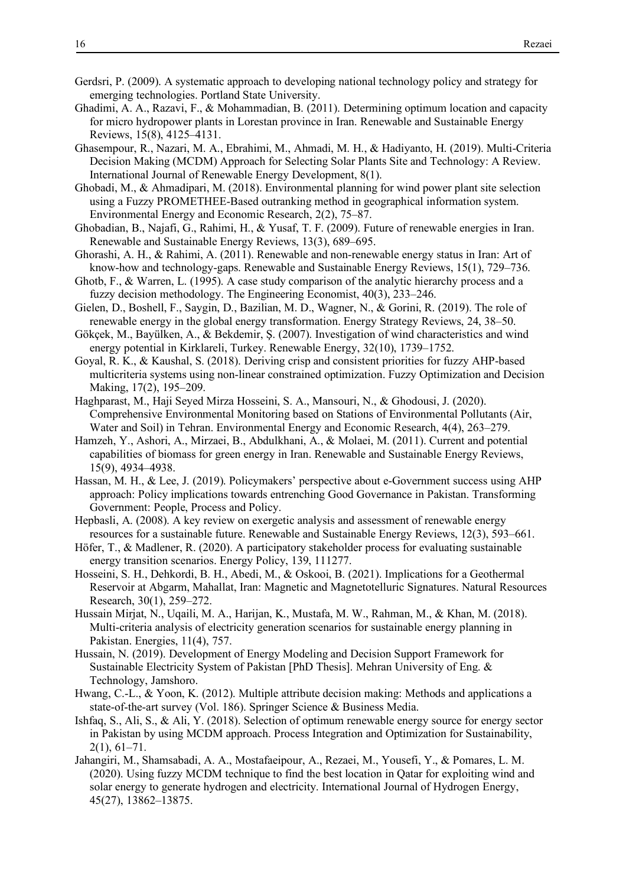Gerdsri, P. (2009). A systematic approach to developing national technology policy and strategy for emerging technologies. Portland State University.

Ghadimi, A. A., Razavi, F., & Mohammadian, B. (2011). Determining optimum location and capacity for micro hydropower plants in Lorestan province in Iran. Renewable and Sustainable Energy Reviews, 15(8), 4125–4131.

Ghasempour, R., Nazari, M. A., Ebrahimi, M., Ahmadi, M. H., & Hadiyanto, H. (2019). Multi-Criteria Decision Making (MCDM) Approach for Selecting Solar Plants Site and Technology: A Review. International Journal of Renewable Energy Development, 8(1).

Ghobadi, M., & Ahmadipari, M. (2018). Environmental planning for wind power plant site selection using a Fuzzy PROMETHEE-Based outranking method in geographical information system. Environmental Energy and Economic Research, 2(2), 75–87.

Ghobadian, B., Najafi, G., Rahimi, H., & Yusaf, T. F. (2009). Future of renewable energies in Iran. Renewable and Sustainable Energy Reviews, 13(3), 689–695.

Ghorashi, A. H., & Rahimi, A. (2011). Renewable and non-renewable energy status in Iran: Art of know-how and technology-gaps. Renewable and Sustainable Energy Reviews, 15(1), 729–736.

Ghotb, F., & Warren, L. (1995). A case study comparison of the analytic hierarchy process and a fuzzy decision methodology. The Engineering Economist, 40(3), 233–246.

Gielen, D., Boshell, F., Saygin, D., Bazilian, M. D., Wagner, N., & Gorini, R. (2019). The role of renewable energy in the global energy transformation. Energy Strategy Reviews, 24, 38–50.

Gökçek, M., Bayülken, A., & Bekdemir, Ş. (2007). Investigation of wind characteristics and wind energy potential in Kirklareli, Turkey. Renewable Energy, 32(10), 1739–1752.

Goyal, R. K., & Kaushal, S. (2018). Deriving crisp and consistent priorities for fuzzy AHP-based multicriteria systems using non-linear constrained optimization. Fuzzy Optimization and Decision Making, 17(2), 195–209.

Haghparast, M., Haji Seyed Mirza Hosseini, S. A., Mansouri, N., & Ghodousi, J. (2020). Comprehensive Environmental Monitoring based on Stations of Environmental Pollutants (Air, Water and Soil) in Tehran. Environmental Energy and Economic Research, 4(4), 263–279.

Hamzeh, Y., Ashori, A., Mirzaei, B., Abdulkhani, A., & Molaei, M. (2011). Current and potential capabilities of biomass for green energy in Iran. Renewable and Sustainable Energy Reviews, 15(9), 4934–4938.

Hassan, M. H., & Lee, J. (2019). Policymakers' perspective about e-Government success using AHP approach: Policy implications towards entrenching Good Governance in Pakistan. Transforming Government: People, Process and Policy.

Hepbasli, A. (2008). A key review on exergetic analysis and assessment of renewable energy resources for a sustainable future. Renewable and Sustainable Energy Reviews, 12(3), 593–661.

Höfer, T., & Madlener, R. (2020). A participatory stakeholder process for evaluating sustainable energy transition scenarios. Energy Policy, 139, 111277.

Hosseini, S. H., Dehkordi, B. H., Abedi, M., & Oskooi, B. (2021). Implications for a Geothermal Reservoir at Abgarm, Mahallat, Iran: Magnetic and Magnetotelluric Signatures. Natural Resources Research, 30(1), 259–272.

Hussain Mirjat, N., Uqaili, M. A., Harijan, K., Mustafa, M. W., Rahman, M., & Khan, M. (2018). Multi-criteria analysis of electricity generation scenarios for sustainable energy planning in Pakistan. Energies, 11(4), 757.

Hussain, N. (2019). Development of Energy Modeling and Decision Support Framework for Sustainable Electricity System of Pakistan [PhD Thesis]. Mehran University of Eng. & Technology, Jamshoro.

Hwang, C.-L., & Yoon, K. (2012). Multiple attribute decision making: Methods and applications a state-of-the-art survey (Vol. 186). Springer Science & Business Media.

Ishfaq, S., Ali, S., & Ali, Y. (2018). Selection of optimum renewable energy source for energy sector in Pakistan by using MCDM approach. Process Integration and Optimization for Sustainability, 2(1), 61–71.

Jahangiri, M., Shamsabadi, A. A., Mostafaeipour, A., Rezaei, M., Yousefi, Y., & Pomares, L. M. (2020). Using fuzzy MCDM technique to find the best location in Qatar for exploiting wind and solar energy to generate hydrogen and electricity. International Journal of Hydrogen Energy, 45(27), 13862–13875.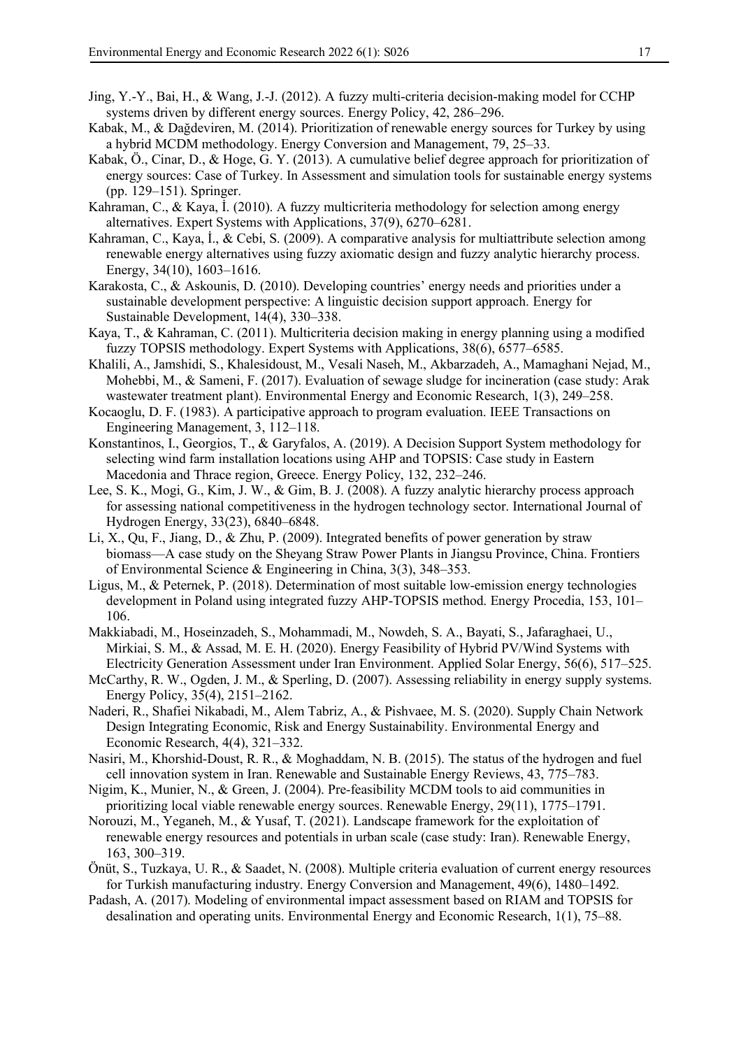Jing, Y.-Y., Bai, H., & Wang, J.-J. (2012). A fuzzy multi-criteria decision-making model for CCHP systems driven by different energy sources. Energy Policy, 42, 286–296.

Kabak, M., & Dağdeviren, M. (2014). Prioritization of renewable energy sources for Turkey by using a hybrid MCDM methodology. Energy Conversion and Management, 79, 25–33.

Kabak, Ö., Cinar, D., & Hoge, G. Y. (2013). A cumulative belief degree approach for prioritization of energy sources: Case of Turkey. In Assessment and simulation tools for sustainable energy systems (pp. 129–151). Springer.

Kahraman, C., & Kaya, İ. (2010). A fuzzy multicriteria methodology for selection among energy alternatives. Expert Systems with Applications, 37(9), 6270–6281.

Kahraman, C., Kaya, İ., & Cebi, S. (2009). A comparative analysis for multiattribute selection among renewable energy alternatives using fuzzy axiomatic design and fuzzy analytic hierarchy process. Energy, 34(10), 1603–1616.

Karakosta, C., & Askounis, D. (2010). Developing countries' energy needs and priorities under a sustainable development perspective: A linguistic decision support approach. Energy for Sustainable Development, 14(4), 330–338.

Kaya, T., & Kahraman, C. (2011). Multicriteria decision making in energy planning using a modified fuzzy TOPSIS methodology. Expert Systems with Applications, 38(6), 6577–6585.

Khalili, A., Jamshidi, S., Khalesidoust, M., Vesali Naseh, M., Akbarzadeh, A., Mamaghani Nejad, M., Mohebbi, M., & Sameni, F. (2017). Evaluation of sewage sludge for incineration (case study: Arak wastewater treatment plant). Environmental Energy and Economic Research, 1(3), 249–258.

Kocaoglu, D. F. (1983). A participative approach to program evaluation. IEEE Transactions on Engineering Management, 3, 112–118.

Konstantinos, I., Georgios, T., & Garyfalos, A. (2019). A Decision Support System methodology for selecting wind farm installation locations using AHP and TOPSIS: Case study in Eastern Macedonia and Thrace region, Greece. Energy Policy, 132, 232–246.

Lee, S. K., Mogi, G., Kim, J. W., & Gim, B. J. (2008). A fuzzy analytic hierarchy process approach for assessing national competitiveness in the hydrogen technology sector. International Journal of Hydrogen Energy, 33(23), 6840–6848.

Li, X., Qu, F., Jiang, D., & Zhu, P. (2009). Integrated benefits of power generation by straw biomass—A case study on the Sheyang Straw Power Plants in Jiangsu Province, China. Frontiers of Environmental Science & Engineering in China, 3(3), 348–353.

Ligus, M., & Peternek, P. (2018). Determination of most suitable low-emission energy technologies development in Poland using integrated fuzzy AHP-TOPSIS method. Energy Procedia, 153, 101–106.

Makkiabadi, M., Hoseinzadeh, S., Mohammadi, M., Nowdeh, S. A., Bayati, S., Jafaraghaei, U., Mirkiai, S. M., & Assad, M. E. H. (2020). Energy Feasibility of Hybrid PV/Wind Systems with Electricity Generation Assessment under Iran Environment. Applied Solar Energy, 56(6), 517–525.

McCarthy, R. W., Ogden, J. M., & Sperling, D. (2007). Assessing reliability in energy supply systems. Energy Policy, 35(4), 2151–2162.

Naderi, R., Shafiei Nikabadi, M., Alem Tabriz, A., & Pishvaee, M. S. (2020). Supply Chain Network Design Integrating Economic, Risk and Energy Sustainability. Environmental Energy and Economic Research, 4(4), 321–332.

Nasiri, M., Khorshid-Doust, R. R., & Moghaddam, N. B. (2015). The status of the hydrogen and fuel cell innovation system in Iran. Renewable and Sustainable Energy Reviews, 43, 775–783.

Nigim, K., Munier, N., & Green, J. (2004). Pre-feasibility MCDM tools to aid communities in prioritizing local viable renewable energy sources. Renewable Energy, 29(11), 1775–1791.

Norouzi, M., Yeganeh, M., & Yusaf, T. (2021). Landscape framework for the exploitation of renewable energy resources and potentials in urban scale (case study: Iran). Renewable Energy, 163, 300–319.

Önüt, S., Tuzkaya, U. R., & Saadet, N. (2008). Multiple criteria evaluation of current energy resources for Turkish manufacturing industry. Energy Conversion and Management, 49(6), 1480–1492.

Padash, A. (2017). Modeling of environmental impact assessment based on RIAM and TOPSIS for desalination and operating units. Environmental Energy and Economic Research, 1(1), 75–88.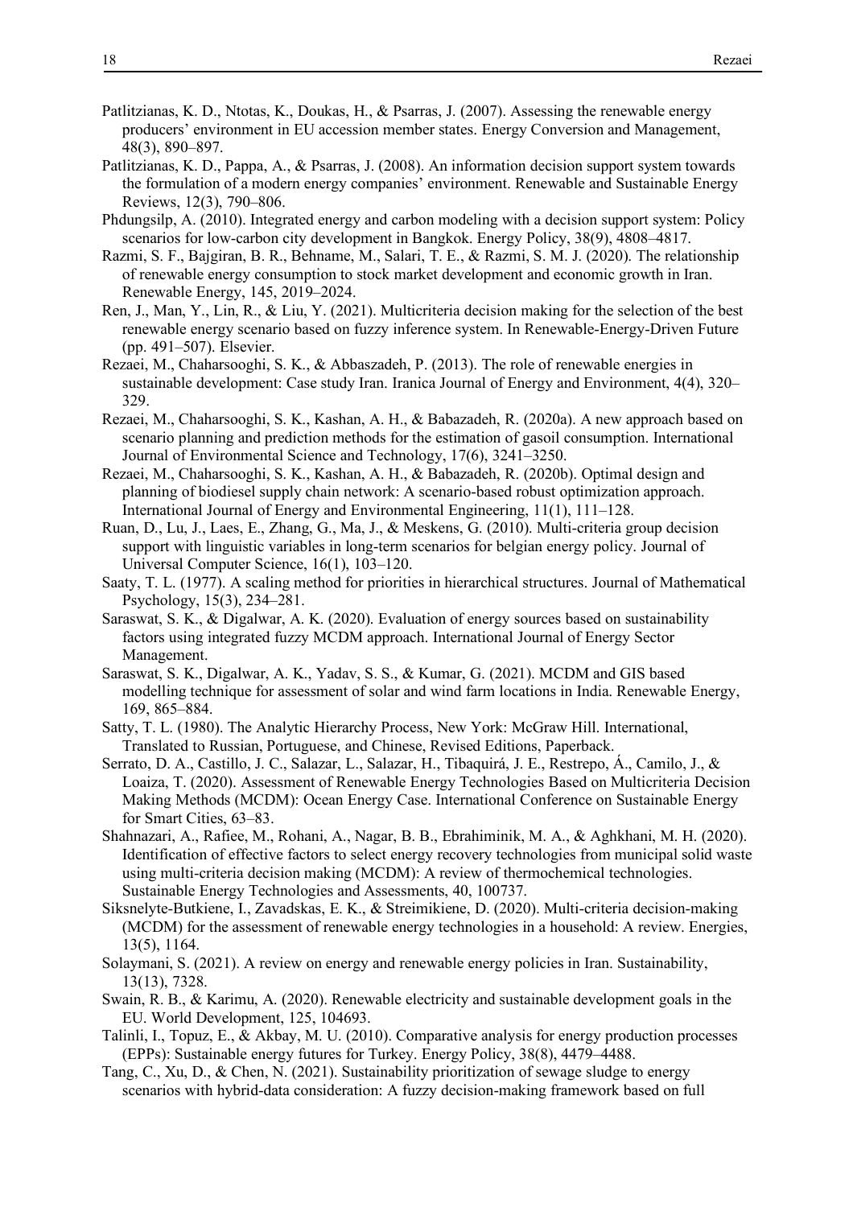Patlitzianas, K. D., Ntotas, K., Doukas, H., & Psarras, J. (2007). Assessing the renewable energy producers' environment in EU accession member states. Energy Conversion and Management, 48(3), 890–897.

Patlitzianas, K. D., Pappa, A., & Psarras, J. (2008). An information decision support system towards the formulation of a modern energy companies' environment. Renewable and Sustainable Energy Reviews, 12(3), 790–806.

Phdungsilp, A. (2010). Integrated energy and carbon modeling with a decision support system: Policy scenarios for low-carbon city development in Bangkok. Energy Policy, 38(9), 4808–4817.

Razmi, S. F., Bajgiran, B. R., Behname, M., Salari, T. E., & Razmi, S. M. J. (2020). The relationship of renewable energy consumption to stock market development and economic growth in Iran. Renewable Energy, 145, 2019–2024.

Ren, J., Man, Y., Lin, R., & Liu, Y. (2021). Multicriteria decision making for the selection of the best renewable energy scenario based on fuzzy inference system. In Renewable-Energy-Driven Future (pp. 491–507). Elsevier.

Rezaei, M., Chaharsooghi, S. K., & Abbaszadeh, P. (2013). The role of renewable energies in sustainable development: Case study Iran. Iranica Journal of Energy and Environment, 4(4), 320–329.

Rezaei, M., Chaharsooghi, S. K., Kashan, A. H., & Babazadeh, R. (2020a). A new approach based on scenario planning and prediction methods for the estimation of gasoil consumption. International Journal of Environmental Science and Technology, 17(6), 3241–3250.

Rezaei, M., Chaharsooghi, S. K., Kashan, A. H., & Babazadeh, R. (2020b). Optimal design and planning of biodiesel supply chain network: A scenario-based robust optimization approach. International Journal of Energy and Environmental Engineering, 11(1), 111–128.

Ruan, D., Lu, J., Laes, E., Zhang, G., Ma, J., & Meskens, G. (2010). Multi-criteria group decision support with linguistic variables in long-term scenarios for belgian energy policy. Journal of Universal Computer Science, 16(1), 103–120.

Saaty, T. L. (1977). A scaling method for priorities in hierarchical structures. Journal of Mathematical Psychology, 15(3), 234–281.

Saraswat, S. K., & Digalwar, A. K. (2020). Evaluation of energy sources based on sustainability factors using integrated fuzzy MCDM approach. International Journal of Energy Sector Management.

Saraswat, S. K., Digalwar, A. K., Yadav, S. S., & Kumar, G. (2021). MCDM and GIS based modelling technique for assessment of solar and wind farm locations in India. Renewable Energy, 169, 865–884.

Satty, T. L. (1980). The Analytic Hierarchy Process, New York: McGraw Hill. International, Translated to Russian, Portuguese, and Chinese, Revised Editions, Paperback.

Serrato, D. A., Castillo, J. C., Salazar, L., Salazar, H., Tibaquirá, J. E., Restrepo, Á., Camilo, J., & Loaiza, T. (2020). Assessment of Renewable Energy Technologies Based on Multicriteria Decision Making Methods (MCDM): Ocean Energy Case. International Conference on Sustainable Energy for Smart Cities, 63–83.

Shahnazari, A., Rafiee, M., Rohani, A., Nagar, B. B., Ebrahiminik, M. A., & Aghkhani, M. H. (2020). Identification of effective factors to select energy recovery technologies from municipal solid waste using multi-criteria decision making (MCDM): A review of thermochemical technologies. Sustainable Energy Technologies and Assessments, 40, 100737.

Siksnelyte-Butkiene, I., Zavadskas, E. K., & Streimikiene, D. (2020). Multi-criteria decision-making (MCDM) for the assessment of renewable energy technologies in a household: A review. Energies, 13(5), 1164.

Solaymani, S. (2021). A review on energy and renewable energy policies in Iran. Sustainability, 13(13), 7328.

Swain, R. B., & Karimu, A. (2020). Renewable electricity and sustainable development goals in the EU. World Development, 125, 104693.

Talinli, I., Topuz, E., & Akbay, M. U. (2010). Comparative analysis for energy production processes (EPPs): Sustainable energy futures for Turkey. Energy Policy, 38(8), 4479–4488.

Tang, C., Xu, D., & Chen, N. (2021). Sustainability prioritization of sewage sludge to energy scenarios with hybrid-data consideration: A fuzzy decision-making framework based on full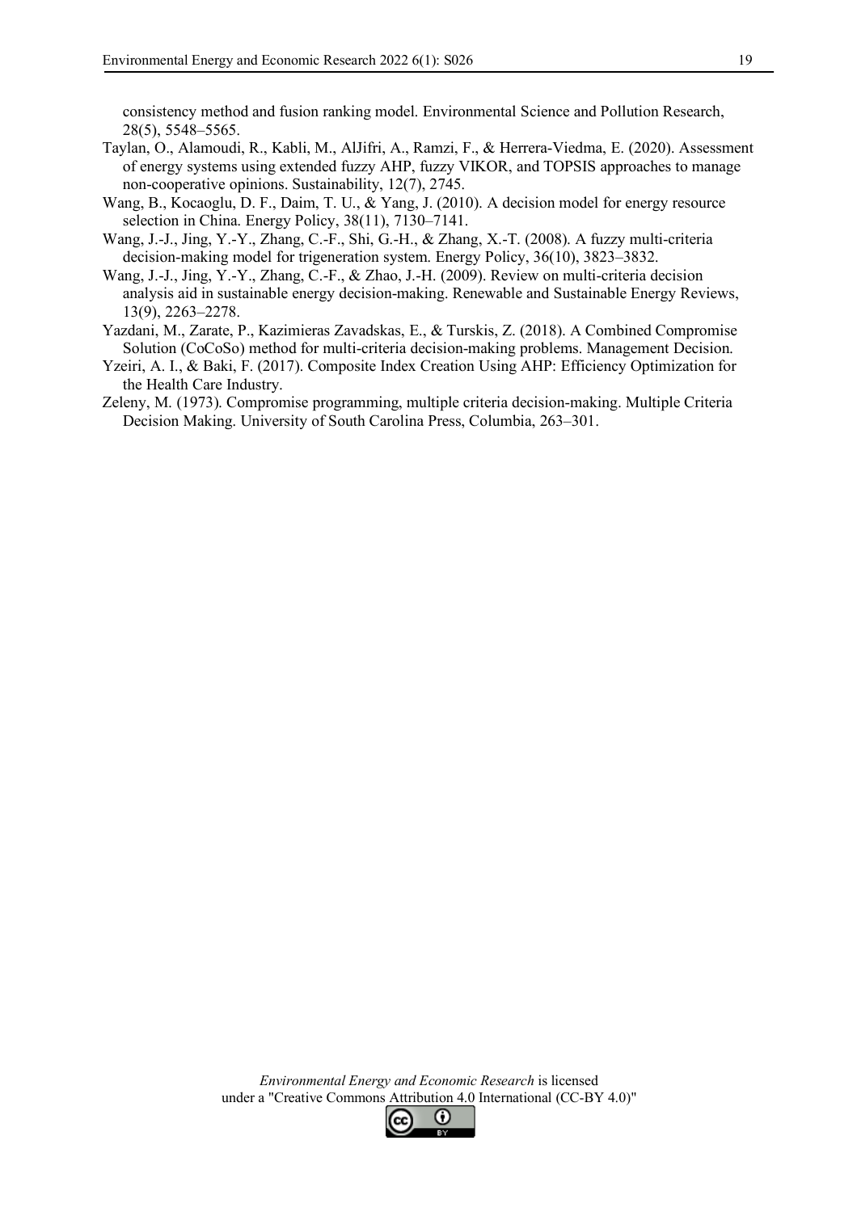consistency method and fusion ranking model. Environmental Science and Pollution Research, 28(5), 5548–5565.

Taylan, O., Alamoudi, R., Kabli, M., AlJifri, A., Ramzi, F., & Herrera-Viedma, E. (2020). Assessment of energy systems using extended fuzzy AHP, fuzzy VIKOR, and TOPSIS approaches to manage non-cooperative opinions. Sustainability, 12(7), 2745.

Wang, B., Kocaoglu, D. F., Daim, T. U., & Yang, J. (2010). A decision model for energy resource selection in China. Energy Policy, 38(11), 7130–7141.

Wang, J.-J., Jing, Y.-Y., Zhang, C.-F., Shi, G.-H., & Zhang, X.-T. (2008). A fuzzy multi-criteria decision-making model for trigeneration system. Energy Policy, 36(10), 3823–3832.

Wang, J.-J., Jing, Y.-Y., Zhang, C.-F., & Zhao, J.-H. (2009). Review on multi-criteria decision analysis aid in sustainable energy decision-making. Renewable and Sustainable Energy Reviews, 13(9), 2263–2278.

Yazdani, M., Zarate, P., Kazimieras Zavadskas, E., & Turskis, Z. (2018). A Combined Compromise Solution (CoCoSo) method for multi-criteria decision-making problems. Management Decision.

Yzeiri, A. I., & Baki, F. (2017). Composite Index Creation Using AHP: Efficiency Optimization for the Health Care Industry.

Zeleny, M. (1973). Compromise programming, multiple criteria decision-making. Multiple Criteria Decision Making. University of South Carolina Press, Columbia, 263–301.

*Environmental Energy and Economic Research* is licensed under a "Creative Commons Attribution 4.0 International (CC-BY 4.0)"